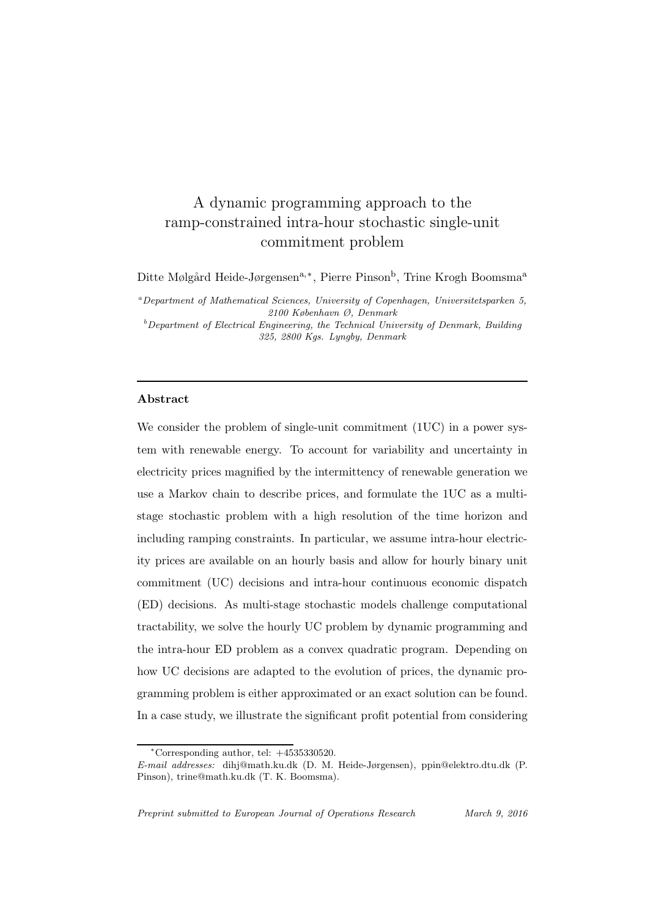# A dynamic programming approach to the ramp-constrained intra-hour stochastic single-unit commitment problem

Ditte Mølgård Heide-Jørgensen[a,*], Pierre Pinson[b], Trine Krogh Boomsma[a]

[a] *Department of Mathematical Sciences, University of Copenhagen, Universitetsparken 5, 2100 København Ø, Denmark*

[b] *Department of Electrical Engineering, the Technical University of Denmark, Building 325, 2800 Kgs. Lyngby, Denmark*

---

### Abstract

We consider the problem of single-unit commitment (1UC) in a power system with renewable energy. To account for variability and uncertainty in electricity prices magnified by the intermittency of renewable generation we use a Markov chain to describe prices, and formulate the 1UC as a multi-stage stochastic problem with a high resolution of the time horizon and including ramping constraints. In particular, we assume intra-hour electricity prices are available on an hourly basis and allow for hourly binary unit commitment (UC) decisions and intra-hour continuous economic dispatch (ED) decisions. As multi-stage stochastic models challenge computational tractability, we solve the hourly UC problem by dynamic programming and the intra-hour ED problem as a convex quadratic program. Depending on how UC decisions are adapted to the evolution of prices, the dynamic programming problem is either approximated or an exact solution can be found. In a case study, we illustrate the significant profit potential from considering

---

*Corresponding author, tel: +4535330520.

*E-mail addresses:* dihj@math.ku.dk (D. M. Heide-Jørgensen), ppin@elektro.dtu.dk (P. Pinson), trine@math.ku.dk (T. K. Boomsma).

*Preprint submitted to European Journal of Operations Research* March 9, 2016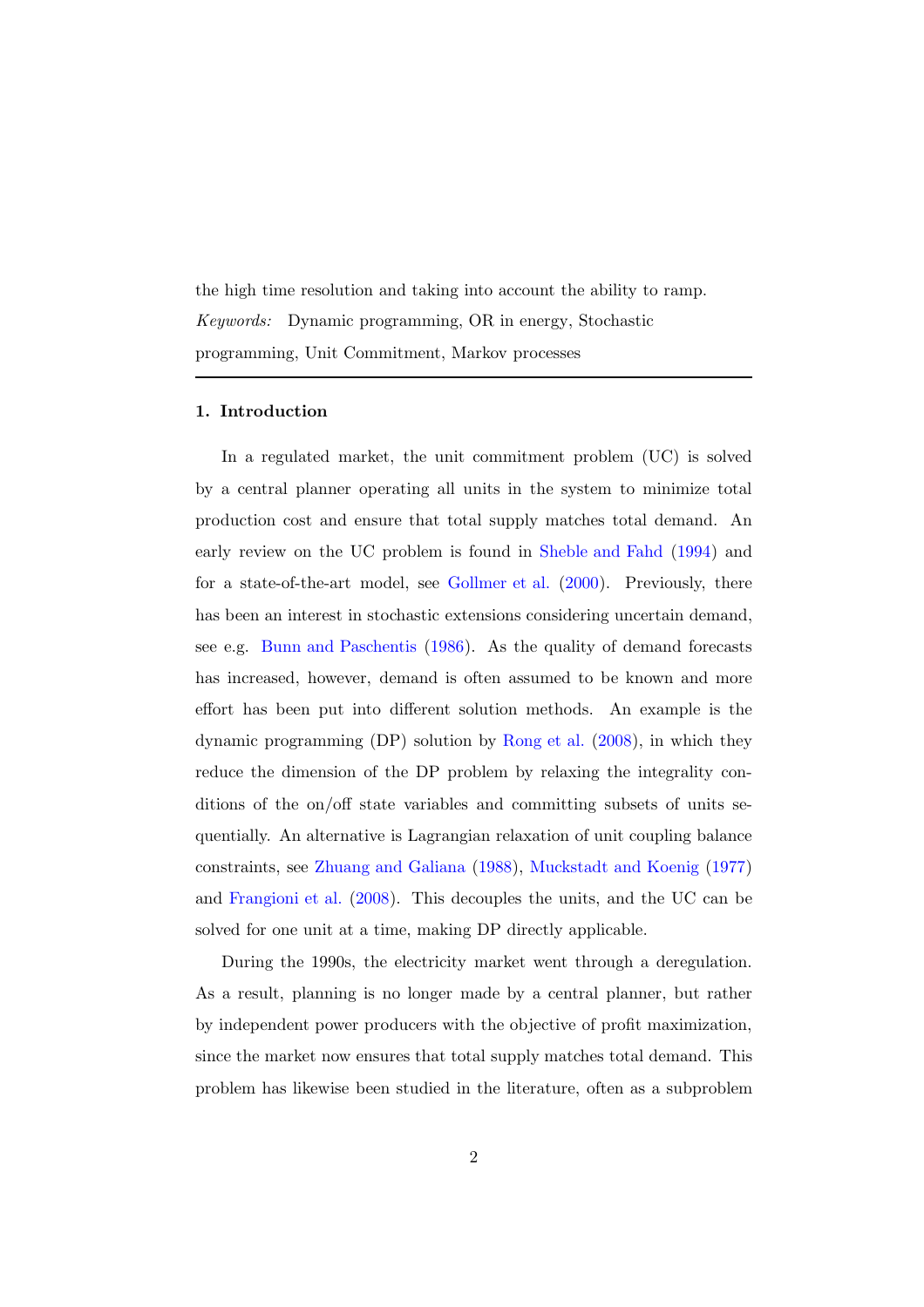the high time resolution and taking into account the ability to ramp.

*Keywords:* Dynamic programming, OR in energy, Stochastic programming, Unit Commitment, Markov processes

---

## 1. Introduction

In a regulated market, the unit commitment problem (UC) is solved by a central planner operating all units in the system to minimize total production cost and ensure that total supply matches total demand. An early review on the UC problem is found in Sheble and Fahd (1994) and for a state-of-the-art model, see Gollmer et al. (2000). Previously, there has been an interest in stochastic extensions considering uncertain demand, see e.g. Bunn and Paschentis (1986). As the quality of demand forecasts has increased, however, demand is often assumed to be known and more effort has been put into different solution methods. An example is the dynamic programming (DP) solution by Rong et al. (2008), in which they reduce the dimension of the DP problem by relaxing the integrality conditions of the on/off state variables and committing subsets of units sequentially. An alternative is Lagrangian relaxation of unit coupling balance constraints, see Zhuang and Galiana (1988), Muckstadt and Koenig (1977) and Frangioni et al. (2008). This decouples the units, and the UC can be solved for one unit at a time, making DP directly applicable.

During the 1990s, the electricity market went through a deregulation. As a result, planning is no longer made by a central planner, but rather by independent power producers with the objective of profit maximization, since the market now ensures that total supply matches total demand. This problem has likewise been studied in the literature, often as a subproblem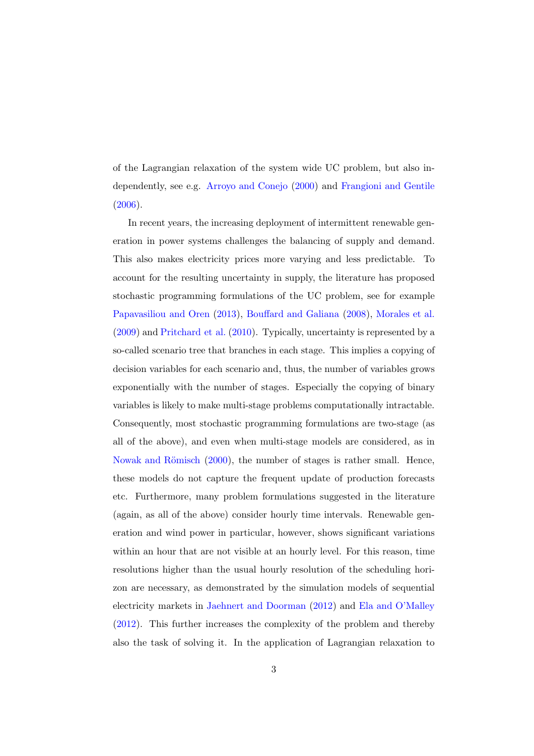of the Lagrangian relaxation of the system wide UC problem, but also independently, see e.g. Arroyo and Conejo (2000) and Frangioni and Gentile (2006).

In recent years, the increasing deployment of intermittent renewable generation in power systems challenges the balancing of supply and demand. This also makes electricity prices more varying and less predictable. To account for the resulting uncertainty in supply, the literature has proposed stochastic programming formulations of the UC problem, see for example Papavasiliou and Oren (2013), Bouffard and Galiana (2008), Morales et al. (2009) and Pritchard et al. (2010). Typically, uncertainty is represented by a so-called scenario tree that branches in each stage. This implies a copying of decision variables for each scenario and, thus, the number of variables grows exponentially with the number of stages. Especially the copying of binary variables is likely to make multi-stage problems computationally intractable. Consequently, most stochastic programming formulations are two-stage (as all of the above), and even when multi-stage models are considered, as in Nowak and Römisch (2000), the number of stages is rather small. Hence, these models do not capture the frequent update of production forecasts etc. Furthermore, many problem formulations suggested in the literature (again, as all of the above) consider hourly time intervals. Renewable generation and wind power in particular, however, shows significant variations within an hour that are not visible at an hourly level. For this reason, time resolutions higher than the usual hourly resolution of the scheduling horizon are necessary, as demonstrated by the simulation models of sequential electricity markets in Jaehnert and Doorman (2012) and Ela and O'Malley (2012). This further increases the complexity of the problem and thereby also the task of solving it. In the application of Lagrangian relaxation to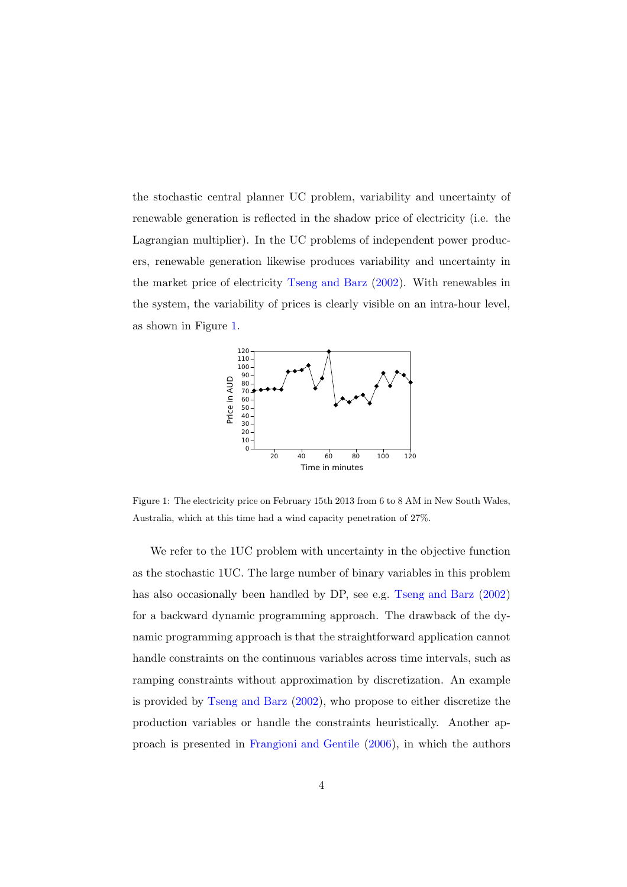the stochastic central planner UC problem, variability and uncertainty of renewable generation is reflected in the shadow price of electricity (i.e. the Lagrangian multiplier). In the UC problems of independent power producers, renewable generation likewise produces variability and uncertainty in the market price of electricity Tseng and Barz (2002). With renewables in the system, the variability of prices is clearly visible on an intra-hour level, as shown in Figure 1.

Figure 1: The electricity price on February 15th 2013 from 6 to 8 AM in New South Wales, Australia, which at this time had a wind capacity penetration of 27%.

We refer to the 1UC problem with uncertainty in the objective function as the stochastic 1UC. The large number of binary variables in this problem has also occasionally been handled by DP, see e.g. Tseng and Barz (2002) for a backward dynamic programming approach. The drawback of the dynamic programming approach is that the straightforward application cannot handle constraints on the continuous variables across time intervals, such as ramping constraints without approximation by discretization. An example is provided by Tseng and Barz (2002), who propose to either discretize the production variables or handle the constraints heuristically. Another approach is presented in Frangioni and Gentile (2006), in which the authors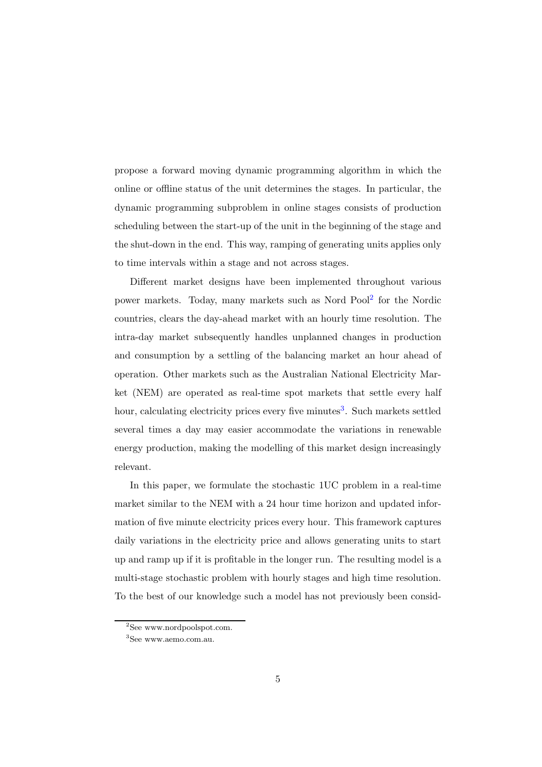propose a forward moving dynamic programming algorithm in which the online or offline status of the unit determines the stages. In particular, the dynamic programming subproblem in online stages consists of production scheduling between the start-up of the unit in the beginning of the stage and the shut-down in the end. This way, ramping of generating units applies only to time intervals within a stage and not across stages.

Different market designs have been implemented throughout various power markets. Today, many markets such as Nord Pool[2] for the Nordic countries, clears the day-ahead market with an hourly time resolution. The intra-day market subsequently handles unplanned changes in production and consumption by a settling of the balancing market an hour ahead of operation. Other markets such as the Australian National Electricity Market (NEM) are operated as real-time spot markets that settle every half hour, calculating electricity prices every five minutes[3]. Such markets settled several times a day may easier accommodate the variations in renewable energy production, making the modelling of this market design increasingly relevant.

In this paper, we formulate the stochastic 1UC problem in a real-time market similar to the NEM with a 24 hour time horizon and updated information of five minute electricity prices every hour. This framework captures daily variations in the electricity price and allows generating units to start up and ramp up if it is profitable in the longer run. The resulting model is a multi-stage stochastic problem with hourly stages and high time resolution. To the best of our knowledge such a model has not previously been consid-

[2] See www.nordpoolspot.com.

[3] See www.aemo.com.au.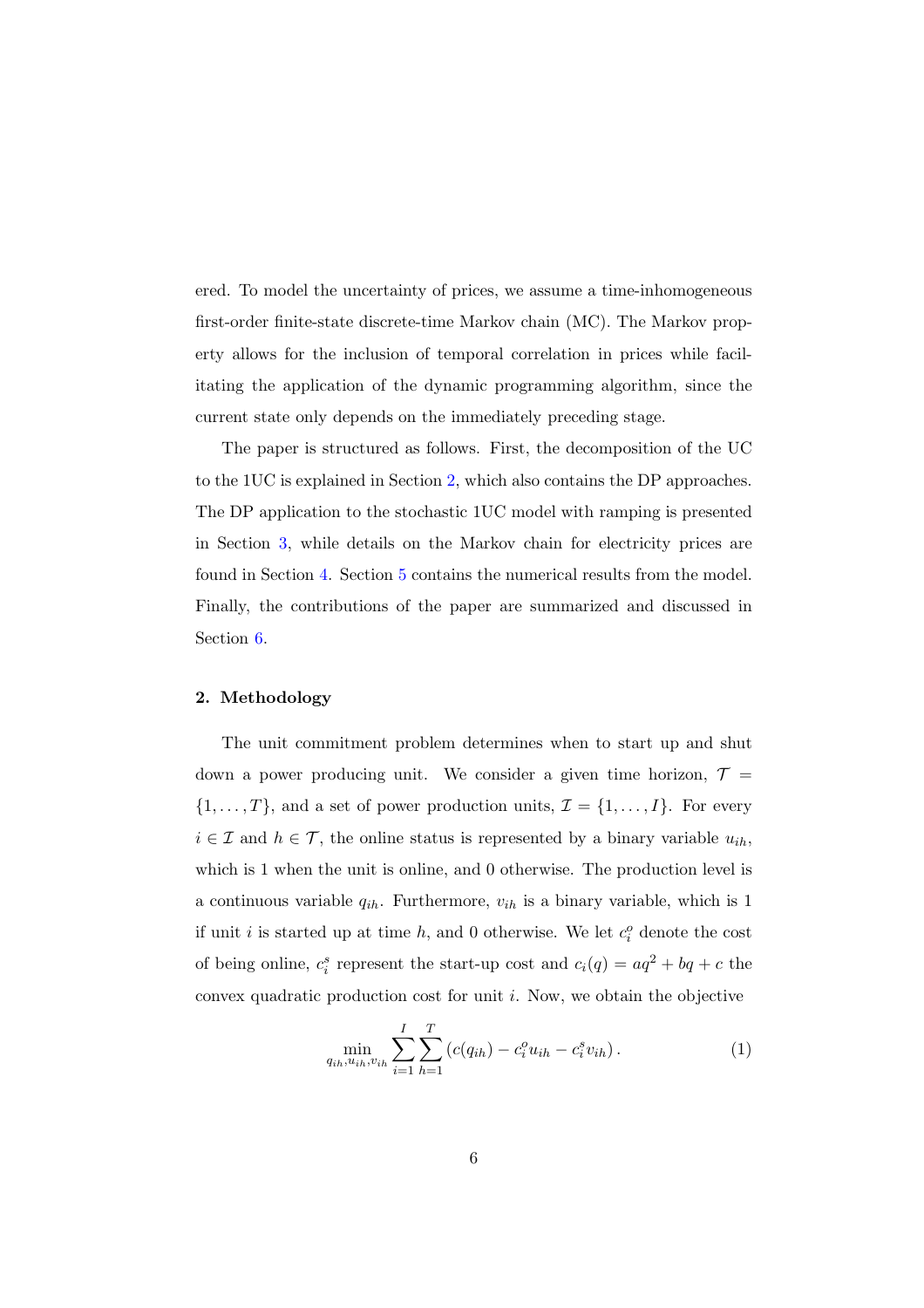ered. To model the uncertainty of prices, we assume a time-inhomogeneous first-order finite-state discrete-time Markov chain (MC). The Markov property allows for the inclusion of temporal correlation in prices while facilitating the application of the dynamic programming algorithm, since the current state only depends on the immediately preceding stage.

The paper is structured as follows. First, the decomposition of the UC to the 1UC is explained in Section 2, which also contains the DP approaches. The DP application to the stochastic 1UC model with ramping is presented in Section 3, while details on the Markov chain for electricity prices are found in Section 4. Section 5 contains the numerical results from the model. Finally, the contributions of the paper are summarized and discussed in Section 6.

## 2. Methodology

The unit commitment problem determines when to start up and shut down a power producing unit. We consider a given time horizon, $\mathcal{T} = \{1, \ldots, T\}$, and a set of power production units, $\mathcal{I} = \{1, \ldots, I\}$. For every $i \in \mathcal{I}$ and $h \in \mathcal{T}$, the online status is represented by a binary variable $u_{ih}$, which is 1 when the unit is online, and 0 otherwise. The production level is a continuous variable $q_{ih}$. Furthermore, $v_{ih}$ is a binary variable, which is 1 if unit $i$ is started up at time $h$, and 0 otherwise. We let $c_i^o$ denote the cost of being online, $c_i^s$ represent the start-up cost and $c_i(q) = aq^2 + bq + c$ the convex quadratic production cost for unit $i$. Now, we obtain the objective

$$\min_{q_{ih}, u_{ih}, v_{ih}} \sum_{i=1}^{I} \sum_{h=1}^{T} \left( c(q_{ih}) - c_i^o u_{ih} - c_i^s v_{ih} \right). \tag{1}$$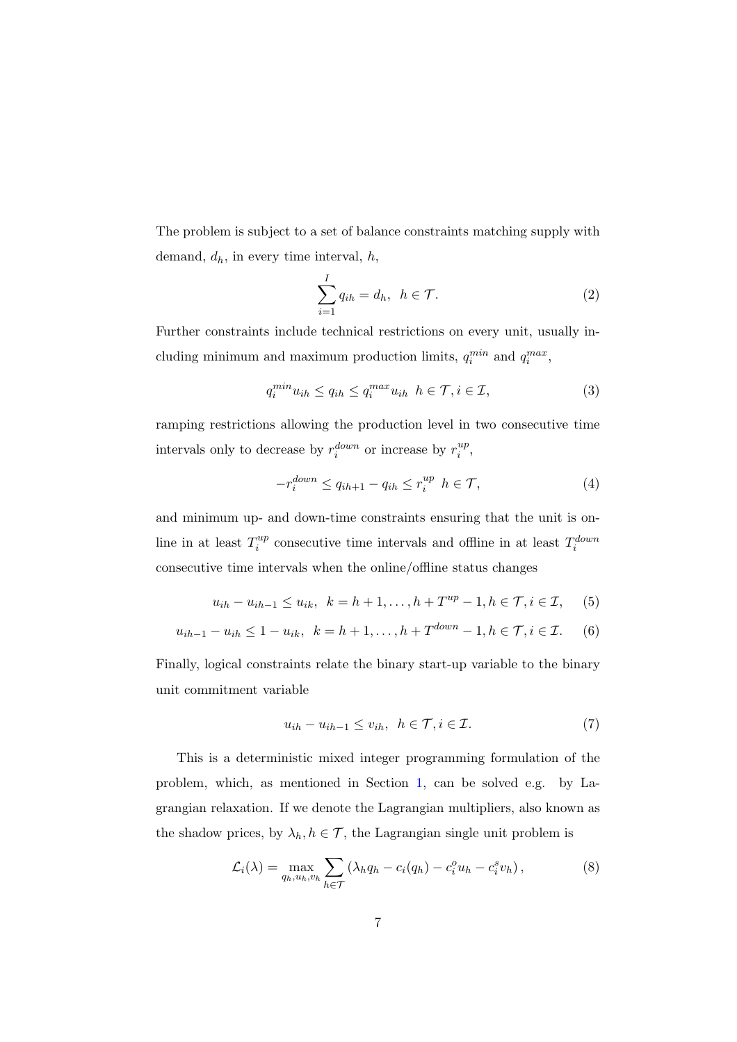The problem is subject to a set of balance constraints matching supply with demand, $d_h$, in every time interval, $h$,

$$\sum_{i=1}^{I} q_{ih} = d_h, \ \ h \in \mathcal{T}. \tag{2}$$

Further constraints include technical restrictions on every unit, usually including minimum and maximum production limits, $q_i^{min}$ and $q_i^{max}$,

$$q_i^{min} u_{ih} \leq q_{ih} \leq q_i^{max} u_{ih} \ \ h \in \mathcal{T}, i \in \mathcal{I}, \tag{3}$$

ramping restrictions allowing the production level in two consecutive time intervals only to decrease by $r_i^{down}$ or increase by $r_i^{up}$,

$$-r_i^{down} \leq q_{ih+1} - q_{ih} \leq r_i^{up} \ \ h \in \mathcal{T}, \tag{4}$$

and minimum up- and down-time constraints ensuring that the unit is online in at least $T_i^{up}$ consecutive time intervals and offline in at least $T_i^{down}$ consecutive time intervals when the online/offline status changes

$$u_{ih} - u_{ih-1} \leq u_{ik}, \ \ k = h+1, \ldots, h + T^{up} - 1, h \in \mathcal{T}, i \in \mathcal{I}, \tag{5}$$

$$u_{ih-1} - u_{ih} \leq 1 - u_{ik}, \ \ k = h+1, \ldots, h + T^{down} - 1, h \in \mathcal{T}, i \in \mathcal{I}. \tag{6}$$

Finally, logical constraints relate the binary start-up variable to the binary unit commitment variable

$$u_{ih} - u_{ih-1} \leq v_{ih}, \ \ h \in \mathcal{T}, i \in \mathcal{I}. \tag{7}$$

This is a deterministic mixed integer programming formulation of the problem, which, as mentioned in Section 1, can be solved e.g. by Lagrangian relaxation. If we denote the Lagrangian multipliers, also known as the shadow prices, by $\lambda_h, h \in \mathcal{T}$, the Lagrangian single unit problem is

$$\mathcal{L}_i(\lambda) = \max_{q_h, u_h, v_h} \sum_{h \in \mathcal{T}} \left( \lambda_h q_h - c_i(q_h) - c_i^o u_h - c_i^s v_h \right), \tag{8}$$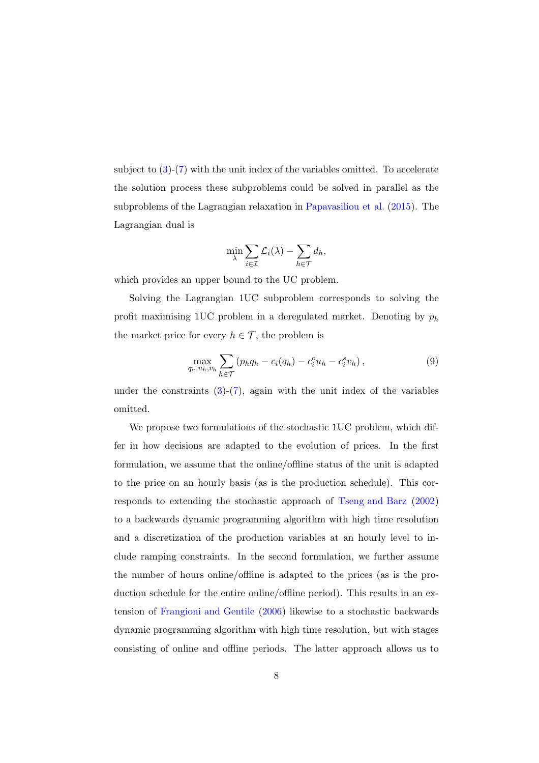subject to (3)-(7) with the unit index of the variables omitted. To accelerate the solution process these subproblems could be solved in parallel as the subproblems of the Lagrangian relaxation in Papavasiliou et al. (2015). The Lagrangian dual is

$$\min_{\lambda} \sum_{i \in \mathcal{I}} \mathcal{L}_i(\lambda) - \sum_{h \in \mathcal{T}} d_h,$$

which provides an upper bound to the UC problem.

Solving the Lagrangian 1UC subproblem corresponds to solving the profit maximising 1UC problem in a deregulated market. Denoting by $p_h$ the market price for every $h \in \mathcal{T}$, the problem is

$$\max_{q_h, u_h, v_h} \sum_{h \in \mathcal{T}} \left( p_h q_h - c_i(q_h) - c_i^o u_h - c_i^s v_h \right), \tag{9}$$

under the constraints (3)-(7), again with the unit index of the variables omitted.

We propose two formulations of the stochastic 1UC problem, which differ in how decisions are adapted to the evolution of prices. In the first formulation, we assume that the online/offline status of the unit is adapted to the price on an hourly basis (as is the production schedule). This corresponds to extending the stochastic approach of Tseng and Barz (2002) to a backwards dynamic programming algorithm with high time resolution and a discretization of the production variables at an hourly level to include ramping constraints. In the second formulation, we further assume the number of hours online/offline is adapted to the prices (as is the production schedule for the entire online/offline period). This results in an extension of Frangioni and Gentile (2006) likewise to a stochastic backwards dynamic programming algorithm with high time resolution, but with stages consisting of online and offline periods. The latter approach allows us to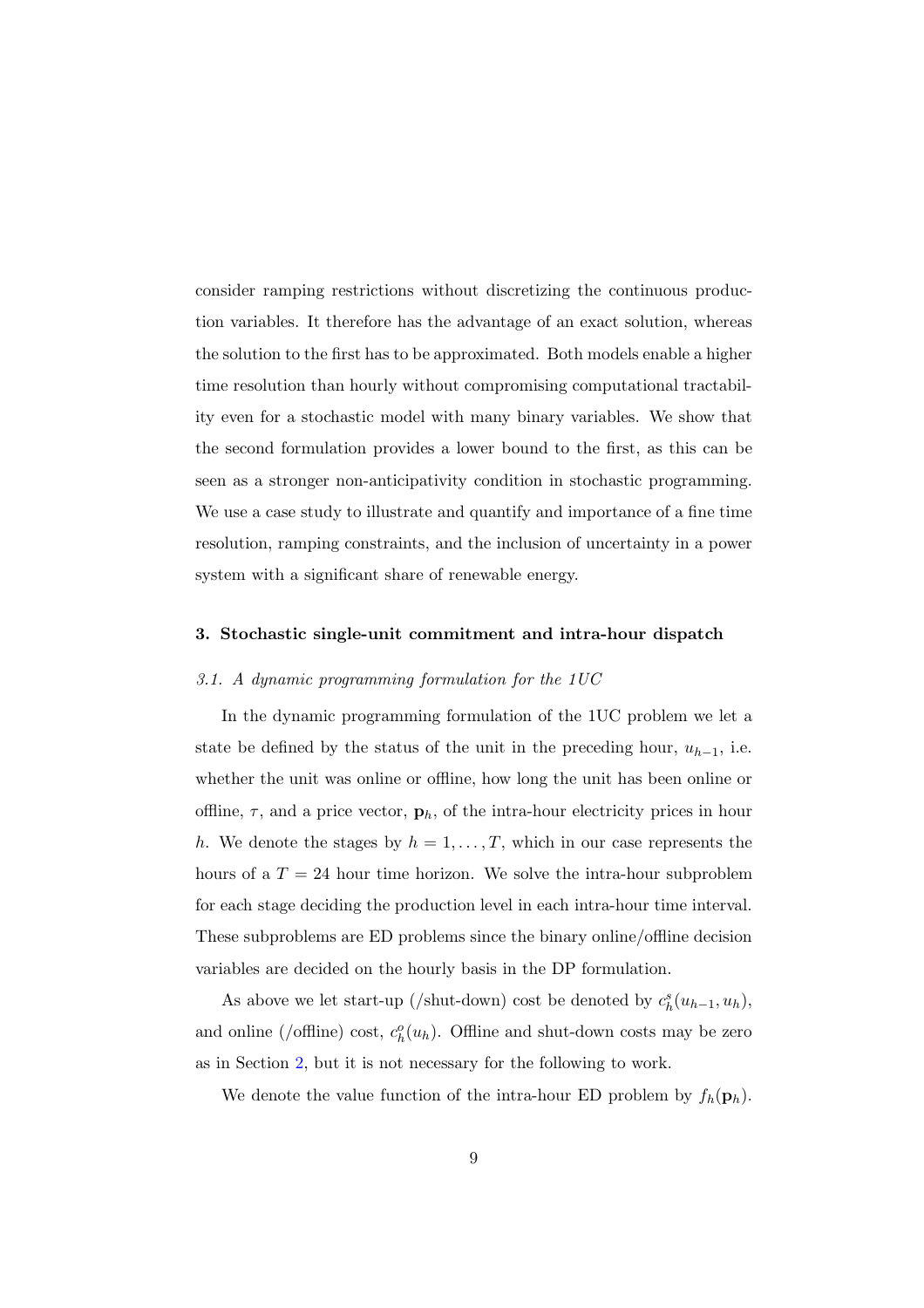consider ramping restrictions without discretizing the continuous production variables. It therefore has the advantage of an exact solution, whereas the solution to the first has to be approximated. Both models enable a higher time resolution than hourly without compromising computational tractability even for a stochastic model with many binary variables. We show that the second formulation provides a lower bound to the first, as this can be seen as a stronger non-anticipativity condition in stochastic programming. We use a case study to illustrate and quantify and importance of a fine time resolution, ramping constraints, and the inclusion of uncertainty in a power system with a significant share of renewable energy.

## 3. Stochastic single-unit commitment and intra-hour dispatch

### *3.1. A dynamic programming formulation for the 1UC*

In the dynamic programming formulation of the 1UC problem we let a state be defined by the status of the unit in the preceding hour, $u_{h-1}$, i.e. whether the unit was online or offline, how long the unit has been online or offline, $\tau$, and a price vector, $\mathbf{p}_h$, of the intra-hour electricity prices in hour $h$. We denote the stages by $h = 1, \ldots, T$, which in our case represents the hours of a $T = 24$ hour time horizon. We solve the intra-hour subproblem for each stage deciding the production level in each intra-hour time interval. These subproblems are ED problems since the binary online/offline decision variables are decided on the hourly basis in the DP formulation.

As above we let start-up (/shut-down) cost be denoted by $c_h^s(u_{h-1}, u_h)$, and online (/offline) cost, $c_h^o(u_h)$. Offline and shut-down costs may be zero as in Section 2, but it is not necessary for the following to work.

We denote the value function of the intra-hour ED problem by $f_h(\mathbf{p}_h)$.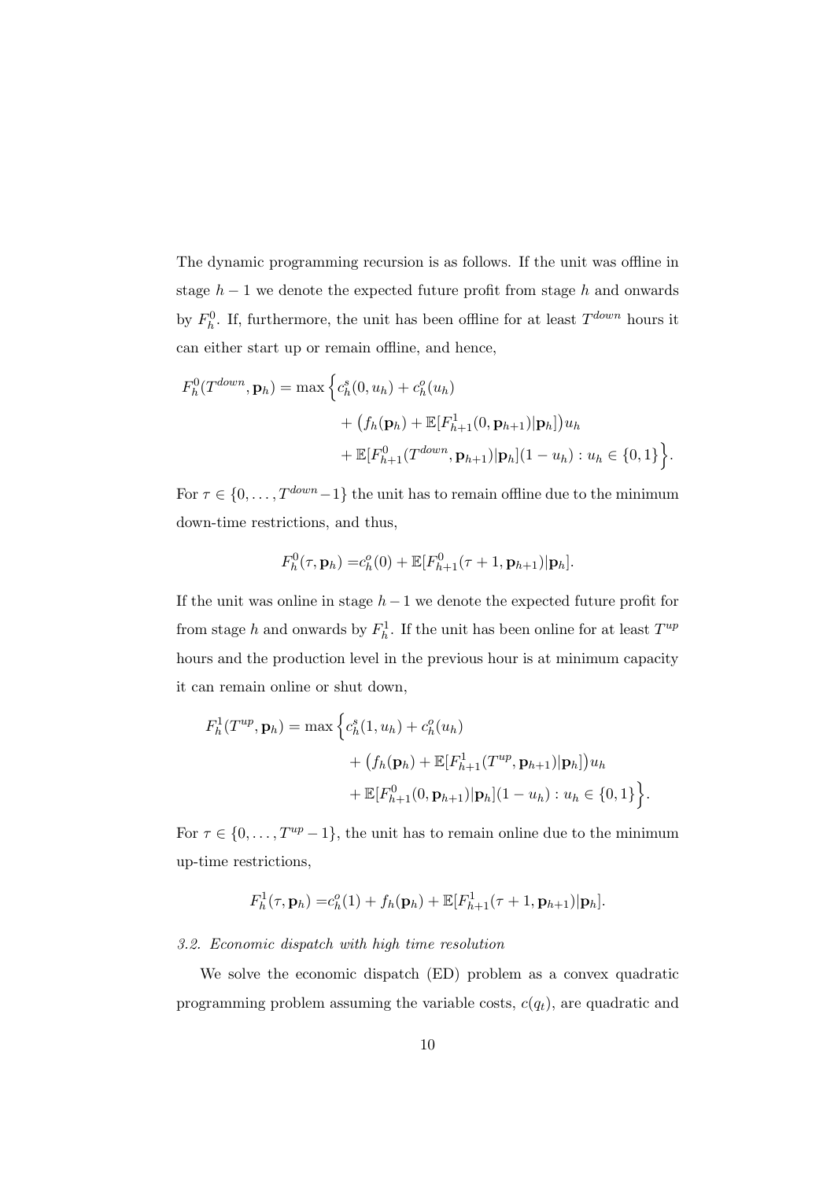The dynamic programming recursion is as follows. If the unit was offline in stage $h-1$ we denote the expected future profit from stage $h$ and onwards by $F_h^0$. If, furthermore, the unit has been offline for at least $T^{down}$ hours it can either start up or remain offline, and hence,

$$
\begin{aligned}
F_h^0(T^{down}, \mathbf{p}_h) = \max \Big\{ & c_h^s(0, u_h) + c_h^o(u_h) \\
& + \big(f_h(\mathbf{p}_h) + \mathbb{E}[F_{h+1}^1(0, \mathbf{p}_{h+1})|\mathbf{p}_h]\big)u_h \\
& + \mathbb{E}[F_{h+1}^0(T^{down}, \mathbf{p}_{h+1})|\mathbf{p}_h](1-u_h) : u_h \in \{0,1\} \Big\}.
\end{aligned}
$$

For $\tau \in \{0, \ldots, T^{down}-1\}$ the unit has to remain offline due to the minimum down-time restrictions, and thus,

$$
F_h^0(\tau, \mathbf{p}_h) = c_h^o(0) + \mathbb{E}[F_{h+1}^0(\tau+1, \mathbf{p}_{h+1})|\mathbf{p}_h].
$$

If the unit was online in stage $h-1$ we denote the expected future profit for from stage $h$ and onwards by $F_h^1$. If the unit has been online for at least $T^{up}$ hours and the production level in the previous hour is at minimum capacity it can remain online or shut down,

$$
\begin{aligned}
F_h^1(T^{up}, \mathbf{p}_h) = \max \Big\{ & c_h^s(1, u_h) + c_h^o(u_h) \\
& + \big(f_h(\mathbf{p}_h) + \mathbb{E}[F_{h+1}^1(T^{up}, \mathbf{p}_{h+1})|\mathbf{p}_h]\big)u_h \\
& + \mathbb{E}[F_{h+1}^0(0, \mathbf{p}_{h+1})|\mathbf{p}_h](1-u_h) : u_h \in \{0,1\} \Big\}.
\end{aligned}
$$

For $\tau \in \{0, \ldots, T^{up}-1\}$, the unit has to remain online due to the minimum up-time restrictions,

$$
F_h^1(\tau, \mathbf{p}_h) = c_h^o(1) + f_h(\mathbf{p}_h) + \mathbb{E}[F_{h+1}^1(\tau+1, \mathbf{p}_{h+1})|\mathbf{p}_h].
$$

### *3.2. Economic dispatch with high time resolution*

We solve the economic dispatch (ED) problem as a convex quadratic programming problem assuming the variable costs, $c(q_t)$, are quadratic and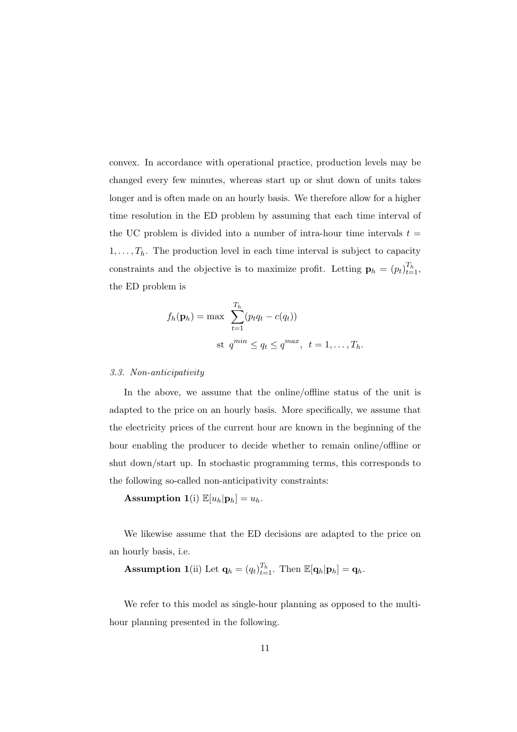convex. In accordance with operational practice, production levels may be changed every few minutes, whereas start up or shut down of units takes longer and is often made on an hourly basis. We therefore allow for a higher time resolution in the ED problem by assuming that each time interval of the UC problem is divided into a number of intra-hour time intervals $t = 1, \ldots, T_h$. The production level in each time interval is subject to capacity constraints and the objective is to maximize profit. Letting $\mathbf{p}_h = (p_t)_{t=1}^{T_h}$, the ED problem is

$$f_h(\mathbf{p}_h) = \max \sum_{t=1}^{T_h} (p_t q_t - c(q_t))$$
$$\text{st } q^{min} \leq q_t \leq q^{max}, \ \ t = 1, \ldots, T_h.$$

### *3.3. Non-anticipativity*

In the above, we assume that the online/offline status of the unit is adapted to the price on an hourly basis. More specifically, we assume that the electricity prices of the current hour are known in the beginning of the hour enabling the producer to decide whether to remain online/offline or shut down/start up. In stochastic programming terms, this corresponds to the following so-called non-anticipativity constraints:

**Assumption 1**(i) $\mathbb{E}[u_h|\mathbf{p}_h] = u_h$.

We likewise assume that the ED decisions are adapted to the price on an hourly basis, i.e.

**Assumption 1**(ii) Let $\mathbf{q}_h = (q_t)_{t=1}^{T_h}$. Then $\mathbb{E}[\mathbf{q}_h|\mathbf{p}_h] = \mathbf{q}_h$.

We refer to this model as single-hour planning as opposed to the multi-hour planning presented in the following.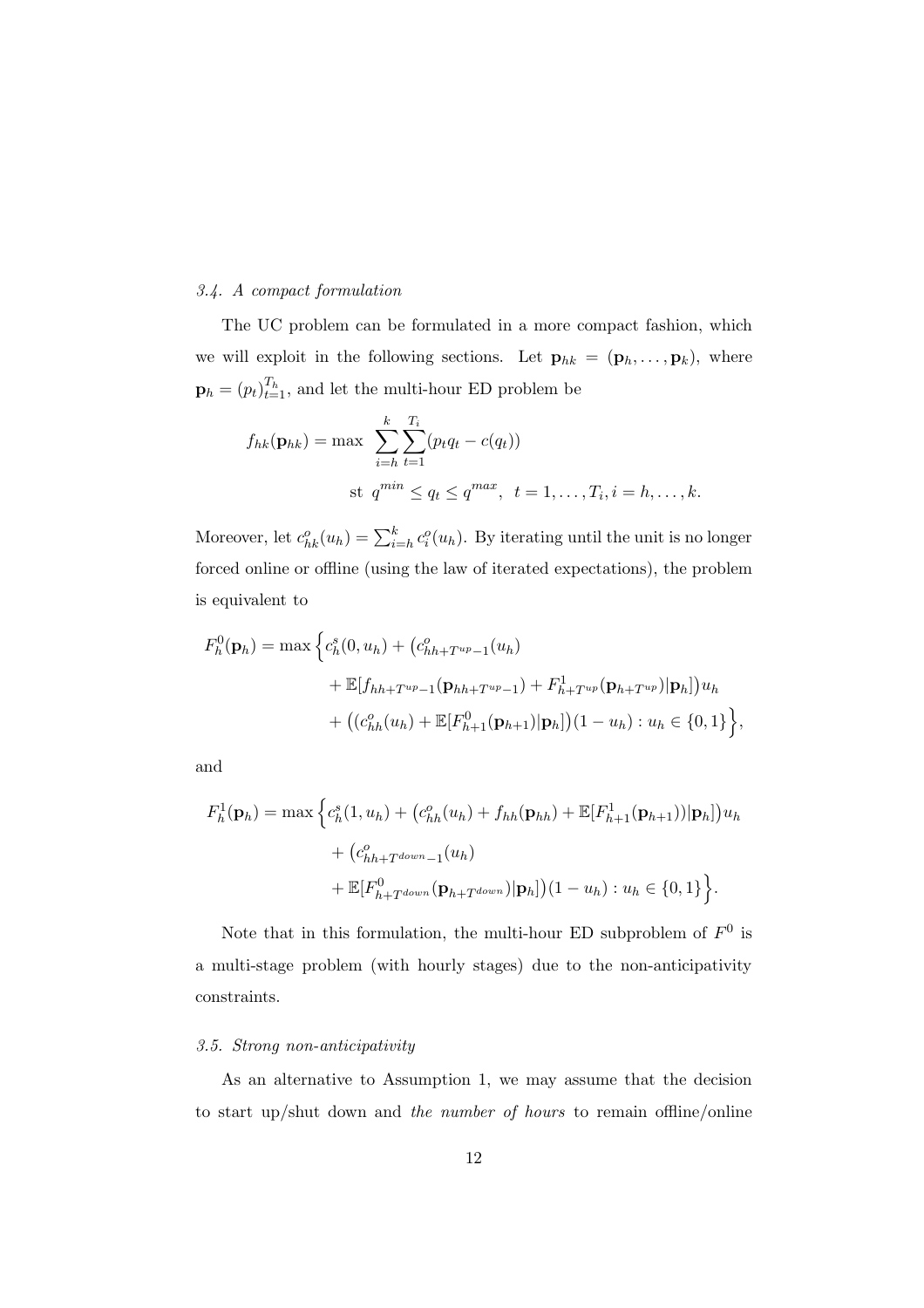### 3.4. A compact formulation

The UC problem can be formulated in a more compact fashion, which we will exploit in the following sections. Let $\mathbf{p}_{hk} = (\mathbf{p}_h, \ldots, \mathbf{p}_k)$, where $\mathbf{p}_h = (p_t)_{t=1}^{T_h}$, and let the multi-hour ED problem be

$$
\begin{aligned}
f_{hk}(\mathbf{p}_{hk}) = \max \ & \sum_{i=h}^{k} \sum_{t=1}^{T_i} (p_t q_t - c(q_t)) \\
\text{st } & q^{min} \leq q_t \leq q^{max}, \ \ t = 1, \ldots, T_i, i = h, \ldots, k.
\end{aligned}
$$

Moreover, let $c^o_{hk}(u_h) = \sum_{i=h}^{k} c^o_i(u_h)$. By iterating until the unit is no longer forced online or offline (using the law of iterated expectations), the problem is equivalent to

$$
\begin{aligned}
F^0_h(\mathbf{p}_h) = \max \Big\{ & c^s_h(0, u_h) + \big(c^o_{hh+T^{up}-1}(u_h) \\
& + \mathbb{E}[f_{hh+T^{up}-1}(\mathbf{p}_{hh+T^{up}-1}) + F^1_{h+T^{up}}(\mathbf{p}_{h+T^{up}}) | \mathbf{p}_h]\big) u_h \\
& + \big((c^o_{hh}(u_h) + \mathbb{E}[F^0_{h+1}(\mathbf{p}_{h+1}) | \mathbf{p}_h]\big)(1 - u_h) : u_h \in \{0, 1\} \Big\},
\end{aligned}
$$

and

$$
\begin{aligned}
F^1_h(\mathbf{p}_h) = \max \Big\{ & c^s_h(1, u_h) + \big(c^o_{hh}(u_h) + f_{hh}(\mathbf{p}_{hh}) + \mathbb{E}[F^1_{h+1}(\mathbf{p}_{h+1})) | \mathbf{p}_h]\big) u_h \\
& + \big(c^o_{hh+T^{down}-1}(u_h) \\
& + \mathbb{E}[F^0_{h+T^{down}}(\mathbf{p}_{h+T^{down}}) | \mathbf{p}_h]\big)(1 - u_h) : u_h \in \{0, 1\} \Big\}.
\end{aligned}
$$

Note that in this formulation, the multi-hour ED subproblem of $F^0$ is a multi-stage problem (with hourly stages) due to the non-anticipativity constraints.

### 3.5. Strong non-anticipativity

As an alternative to Assumption 1, we may assume that the decision to start up/shut down and *the number of hours* to remain offline/online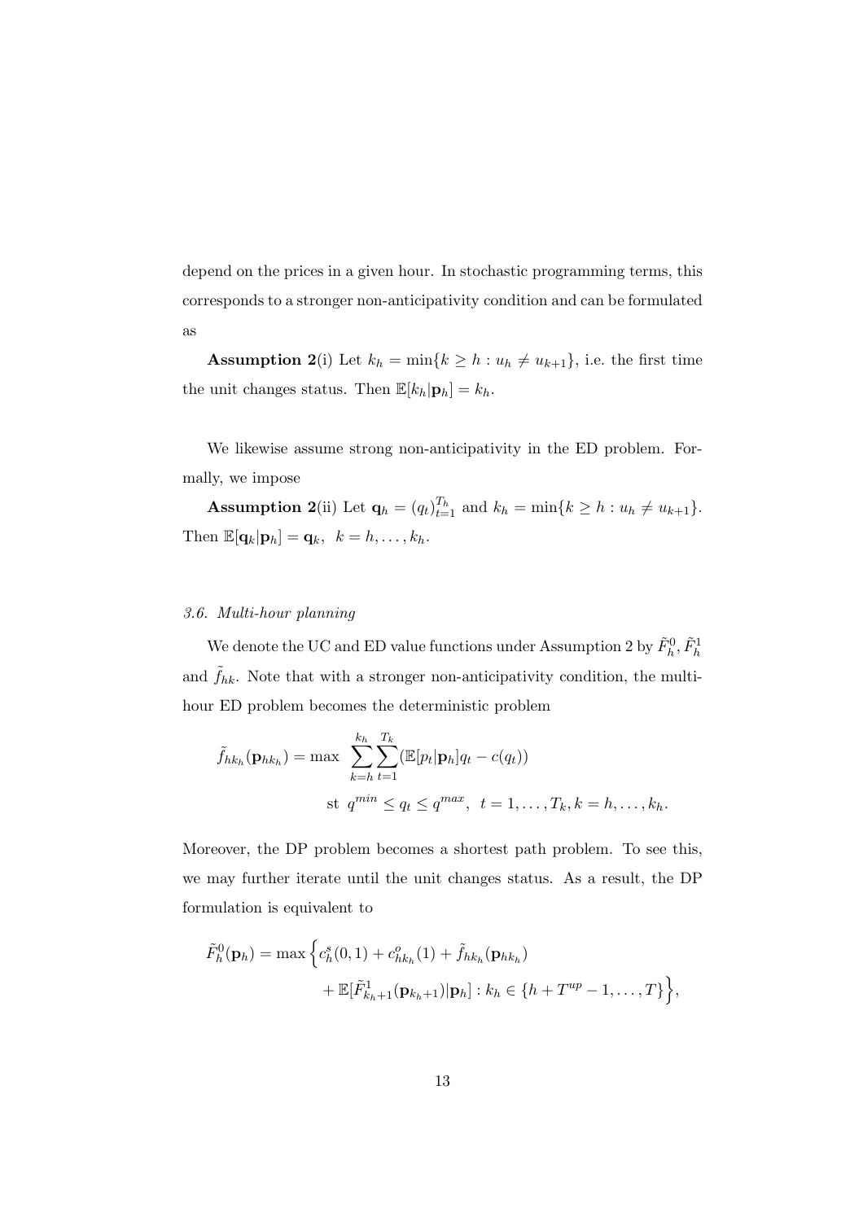depend on the prices in a given hour. In stochastic programming terms, this corresponds to a stronger non-anticipativity condition and can be formulated as

**Assumption 2**(i) Let $k_h = \min\{k \geq h : u_h \neq u_{k+1}\}$, i.e. the first time the unit changes status. Then $\mathbb{E}[k_h|\mathbf{p}_h] = k_h$.

We likewise assume strong non-anticipativity in the ED problem. Formally, we impose

**Assumption 2**(ii) Let $\mathbf{q}_h = (q_t)_{t=1}^{T_h}$ and $k_h = \min\{k \geq h : u_h \neq u_{k+1}\}$. Then $\mathbb{E}[\mathbf{q}_k|\mathbf{p}_h] = \mathbf{q}_k, \;\; k = h, \ldots, k_h$.

### *3.6. Multi-hour planning*

We denote the UC and ED value functions under Assumption 2 by $\tilde{F}_h^0, \tilde{F}_h^1$ and $\tilde{f}_{hk}$. Note that with a stronger non-anticipativity condition, the multi-hour ED problem becomes the deterministic problem

$$
\begin{aligned}
\tilde{f}_{hk_h}(\mathbf{p}_{hk_h}) = \max \;\; & \sum_{k=h}^{k_h} \sum_{t=1}^{T_k} (\mathbb{E}[p_t|\mathbf{p}_h] q_t - c(q_t)) \\
\text{st} \;\; & q^{min} \leq q_t \leq q^{max}, \;\; t = 1, \ldots, T_k, k = h, \ldots, k_h.
\end{aligned}
$$

Moreover, the DP problem becomes a shortest path problem. To see this, we may further iterate until the unit changes status. As a result, the DP formulation is equivalent to

$$
\begin{aligned}
\tilde{F}_h^0(\mathbf{p}_h) = \max \Big\{ & c_h^s(0,1) + c_{hk_h}^o(1) + \tilde{f}_{hk_h}(\mathbf{p}_{hk_h}) \\
& + \mathbb{E}[\tilde{F}_{k_h+1}^1(\mathbf{p}_{k_h+1})|\mathbf{p}_h] : k_h \in \{h + T^{up} - 1, \ldots, T\} \Big\},
\end{aligned}
$$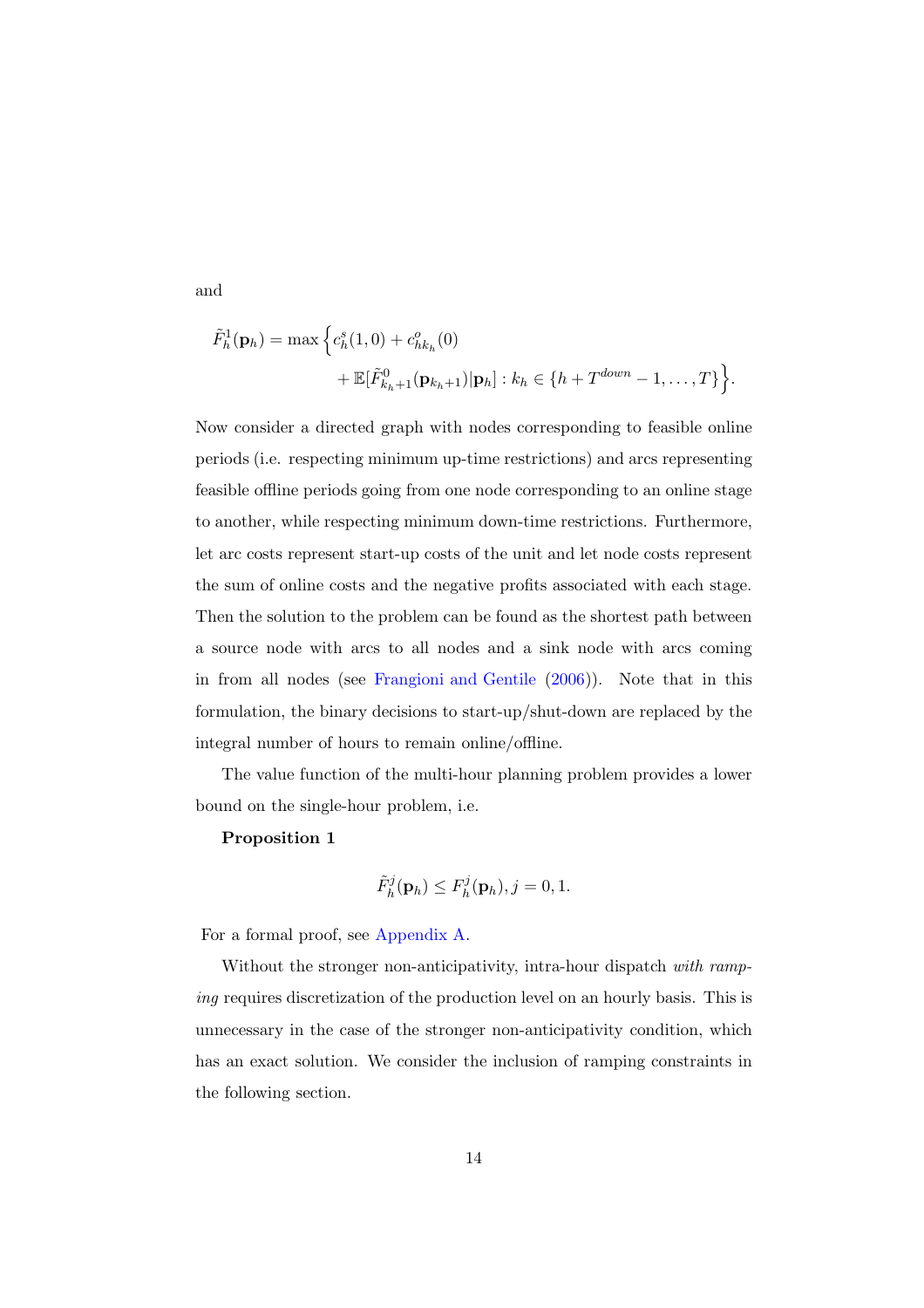and

$$\tilde{F}_h^1(\mathbf{p}_h) = \max \Big\{ c_h^s(1,0) + c_{hk_h}^o(0) \\ + \mathbb{E}[\tilde{F}_{k_h+1}^0(\mathbf{p}_{k_h+1})|\mathbf{p}_h] : k_h \in \{h + T^{down} - 1, \dots, T\} \Big\}.$$

Now consider a directed graph with nodes corresponding to feasible online periods (i.e. respecting minimum up-time restrictions) and arcs representing feasible offline periods going from one node corresponding to an online stage to another, while respecting minimum down-time restrictions. Furthermore, let arc costs represent start-up costs of the unit and let node costs represent the sum of online costs and the negative profits associated with each stage. Then the solution to the problem can be found as the shortest path between a source node with arcs to all nodes and a sink node with arcs coming in from all nodes (see Frangioni and Gentile (2006)). Note that in this formulation, the binary decisions to start-up/shut-down are replaced by the integral number of hours to remain online/offline.

The value function of the multi-hour planning problem provides a lower bound on the single-hour problem, i.e.

**Proposition 1**

$$\tilde{F}_h^j(\mathbf{p}_h) \le F_h^j(\mathbf{p}_h), j = 0, 1.$$

For a formal proof, see Appendix A.

Without the stronger non-anticipativity, intra-hour dispatch *with ramping* requires discretization of the production level on an hourly basis. This is unnecessary in the case of the stronger non-anticipativity condition, which has an exact solution. We consider the inclusion of ramping constraints in the following section.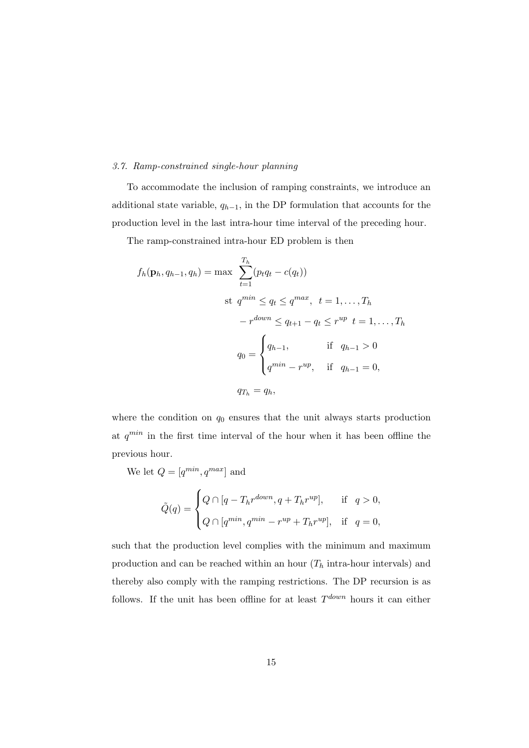### *3.7. Ramp-constrained single-hour planning*

To accommodate the inclusion of ramping constraints, we introduce an additional state variable, $q_{h-1}$, in the DP formulation that accounts for the production level in the last intra-hour time interval of the preceding hour.

The ramp-constrained intra-hour ED problem is then

$$
\begin{aligned}
f_h(\mathbf{p}_h, q_{h-1}, q_h) = \max \ & \sum_{t=1}^{T_h} (p_t q_t - c(q_t)) \\
\text{st } & q^{min} \leq q_t \leq q^{max}, \ \ t = 1, \ldots, T_h \\
& -r^{down} \leq q_{t+1} - q_t \leq r^{up} \ \ t = 1, \ldots, T_h \\
& q_0 = \begin{cases} q_{h-1}, & \text{if } \ q_{h-1} > 0 \\ q^{min} - r^{up}, & \text{if } \ q_{h-1} = 0, \end{cases} \\
& q_{T_h} = q_h,
\end{aligned}
$$

where the condition on $q_0$ ensures that the unit always starts production at $q^{min}$ in the first time interval of the hour when it has been offline the previous hour.

We let $Q = [q^{min}, q^{max}]$ and

$$
\tilde{Q}(q) = \begin{cases} Q \cap [q - T_h r^{down}, q + T_h r^{up}], & \text{if } \ q > 0, \\ Q \cap [q^{min}, q^{min} - r^{up} + T_h r^{up}], & \text{if } \ q = 0, \end{cases}
$$

such that the production level complies with the minimum and maximum production and can be reached within an hour ($T_h$ intra-hour intervals) and thereby also comply with the ramping restrictions. The DP recursion is as follows. If the unit has been offline for at least $T^{down}$ hours it can either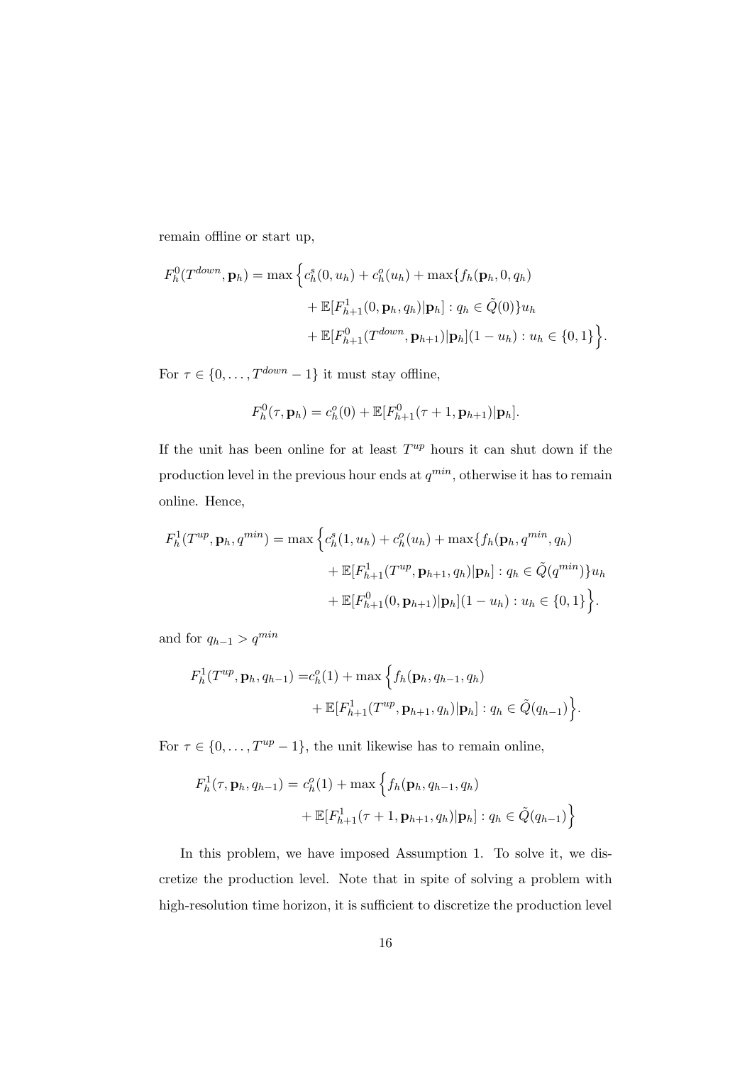remain offline or start up,

$$
\begin{aligned}
F_h^0(T^{down}, \mathbf{p}_h) = \max \Big\{ & c_h^s(0, u_h) + c_h^o(u_h) + \max\{ f_h(\mathbf{p}_h, 0, q_h) \\
& + \mathbb{E}[F_{h+1}^1(0, \mathbf{p}_h, q_h) | \mathbf{p}_h] : q_h \in \tilde{Q}(0) \} u_h \\
& + \mathbb{E}[F_{h+1}^0(T^{down}, \mathbf{p}_{h+1}) | \mathbf{p}_h](1 - u_h) : u_h \in \{0, 1\} \Big\}.
\end{aligned}
$$

For $\tau \in \{0, \ldots, T^{down} - 1\}$ it must stay offline,

$$
F_h^0(\tau, \mathbf{p}_h) = c_h^o(0) + \mathbb{E}[F_{h+1}^0(\tau + 1, \mathbf{p}_{h+1}) | \mathbf{p}_h].
$$

If the unit has been online for at least $T^{up}$ hours it can shut down if the production level in the previous hour ends at $q^{min}$, otherwise it has to remain online. Hence,

$$
\begin{aligned}
F_h^1(T^{up}, \mathbf{p}_h, q^{min}) = \max \Big\{ & c_h^s(1, u_h) + c_h^o(u_h) + \max\{ f_h(\mathbf{p}_h, q^{min}, q_h) \\
& + \mathbb{E}[F_{h+1}^1(T^{up}, \mathbf{p}_{h+1}, q_h) | \mathbf{p}_h] : q_h \in \tilde{Q}(q^{min}) \} u_h \\
& + \mathbb{E}[F_{h+1}^0(0, \mathbf{p}_{h+1}) | \mathbf{p}_h](1 - u_h) : u_h \in \{0, 1\} \Big\}.
\end{aligned}
$$

and for $q_{h-1} > q^{min}$

$$
\begin{aligned}
F_h^1(T^{up}, \mathbf{p}_h, q_{h-1}) = & c_h^o(1) + \max \Big\{ f_h(\mathbf{p}_h, q_{h-1}, q_h) \\
& + \mathbb{E}[F_{h+1}^1(T^{up}, \mathbf{p}_{h+1}, q_h) | \mathbf{p}_h] : q_h \in \tilde{Q}(q_{h-1}) \Big\}.
\end{aligned}
$$

For $\tau \in \{0, \ldots, T^{up} - 1\}$, the unit likewise has to remain online,

$$
\begin{aligned}
F_h^1(\tau, \mathbf{p}_h, q_{h-1}) = c_h^o(1) + \max \Big\{ & f_h(\mathbf{p}_h, q_{h-1}, q_h) \\
& + \mathbb{E}[F_{h+1}^1(\tau + 1, \mathbf{p}_{h+1}, q_h) | \mathbf{p}_h] : q_h \in \tilde{Q}(q_{h-1}) \Big\}
\end{aligned}
$$

In this problem, we have imposed Assumption 1. To solve it, we discretize the production level. Note that in spite of solving a problem with high-resolution time horizon, it is sufficient to discretize the production level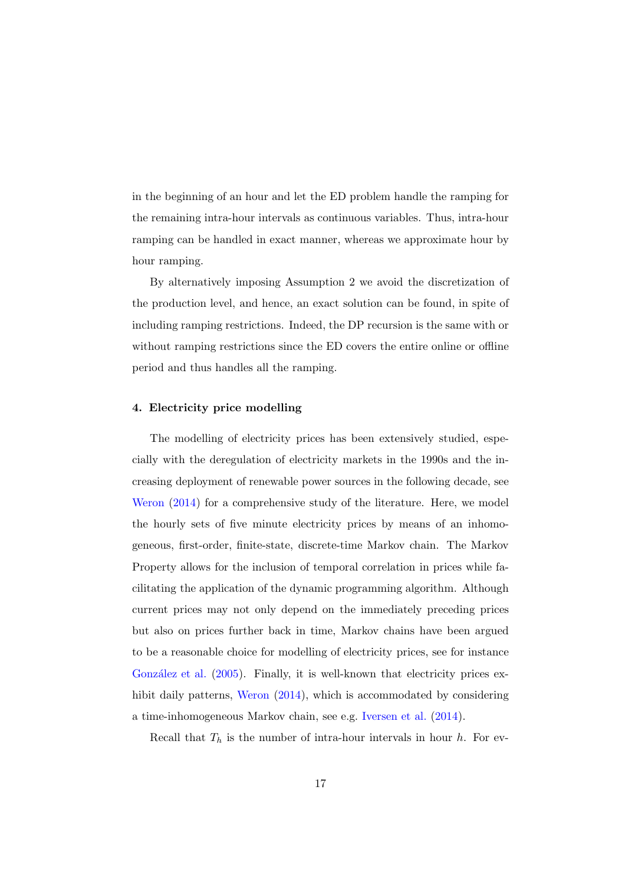in the beginning of an hour and let the ED problem handle the ramping for the remaining intra-hour intervals as continuous variables. Thus, intra-hour ramping can be handled in exact manner, whereas we approximate hour by hour ramping.

By alternatively imposing Assumption 2 we avoid the discretization of the production level, and hence, an exact solution can be found, in spite of including ramping restrictions. Indeed, the DP recursion is the same with or without ramping restrictions since the ED covers the entire online or offline period and thus handles all the ramping.

## 4. Electricity price modelling

The modelling of electricity prices has been extensively studied, especially with the deregulation of electricity markets in the 1990s and the increasing deployment of renewable power sources in the following decade, see Weron (2014) for a comprehensive study of the literature. Here, we model the hourly sets of five minute electricity prices by means of an inhomogeneous, first-order, finite-state, discrete-time Markov chain. The Markov Property allows for the inclusion of temporal correlation in prices while facilitating the application of the dynamic programming algorithm. Although current prices may not only depend on the immediately preceding prices but also on prices further back in time, Markov chains have been argued to be a reasonable choice for modelling of electricity prices, see for instance González et al. (2005). Finally, it is well-known that electricity prices exhibit daily patterns, Weron (2014), which is accommodated by considering a time-inhomogeneous Markov chain, see e.g. Iversen et al. (2014).

Recall that $T_h$ is the number of intra-hour intervals in hour $h$. For ev-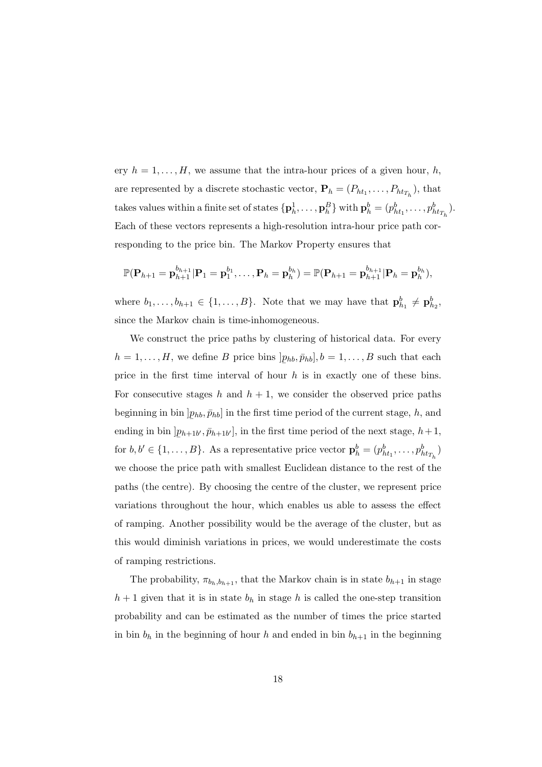ery $h = 1, \ldots, H$, we assume that the intra-hour prices of a given hour, $h$, are represented by a discrete stochastic vector, $\mathbf{P}_h = (P_{ht_1}, \ldots, P_{ht_{T_h}})$, that takes values within a finite set of states $\{\mathbf{p}_h^1, \ldots, \mathbf{p}_h^B\}$ with $\mathbf{p}_h^b = (p_{ht_1}^b, \ldots, p_{ht_{T_h}}^b)$. Each of these vectors represents a high-resolution intra-hour price path corresponding to the price bin. The Markov Property ensures that

$$\mathbb{P}(\mathbf{P}_{h+1} = \mathbf{p}_{h+1}^{b_{h+1}} | \mathbf{P}_1 = \mathbf{p}_1^{b_1}, \ldots, \mathbf{P}_h = \mathbf{p}_h^{b_h}) = \mathbb{P}(\mathbf{P}_{h+1} = \mathbf{p}_{h+1}^{b_{h+1}} | \mathbf{P}_h = \mathbf{p}_h^{b_h}),$$

where $b_1, \ldots, b_{h+1} \in \{1, \ldots, B\}$. Note that we may have that $\mathbf{p}_{h_1}^b \neq \mathbf{p}_{h_2}^b$, since the Markov chain is time-inhomogeneous.

We construct the price paths by clustering of historical data. For every $h = 1, \ldots, H$, we define $B$ price bins $]\underline{p}_{hb}, \bar{p}_{hb}], b = 1, \ldots, B$ such that each price in the first time interval of hour $h$ is in exactly one of these bins. For consecutive stages $h$ and $h+1$, we consider the observed price paths beginning in bin $]\underline{p}_{hb}, \bar{p}_{hb}]$ in the first time period of the current stage, $h$, and ending in bin $]\underline{p}_{h+1b'}, \bar{p}_{h+1b'}]$, in the first time period of the next stage, $h+1$, for $b, b' \in \{1, \ldots, B\}$. As a representative price vector $\mathbf{p}_h^b = (p_{ht_1}^b, \ldots, p_{ht_{T_h}}^b)$ we choose the price path with smallest Euclidean distance to the rest of the paths (the centre). By choosing the centre of the cluster, we represent price variations throughout the hour, which enables us able to assess the effect of ramping. Another possibility would be the average of the cluster, but as this would diminish variations in prices, we would underestimate the costs of ramping restrictions.

The probability, $\pi_{b_h, b_{h+1}}$, that the Markov chain is in state $b_{h+1}$ in stage $h+1$ given that it is in state $b_h$ in stage $h$ is called the one-step transition probability and can be estimated as the number of times the price started in bin $b_h$ in the beginning of hour $h$ and ended in bin $b_{h+1}$ in the beginning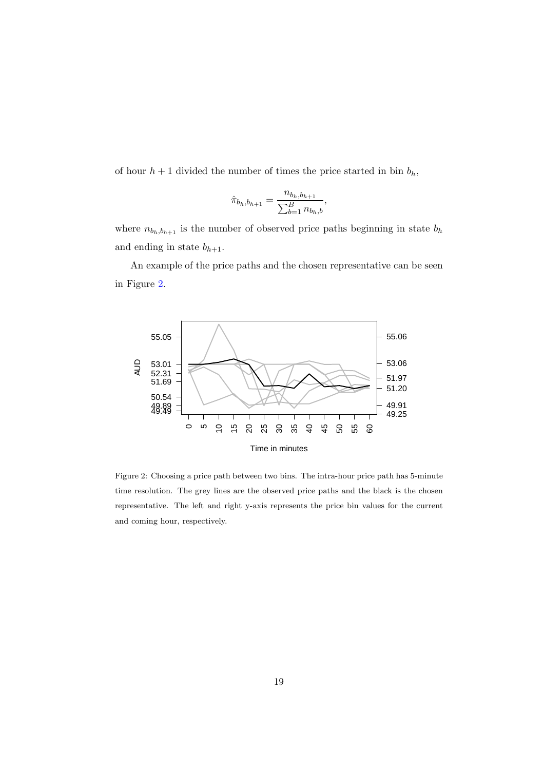of hour $h + 1$ divided the number of times the price started in bin $b_h$,

$$\hat{\pi}_{b_h,b_{h+1}} = \frac{n_{b_h,b_{h+1}}}{\sum_{b=1}^{B} n_{b_h,b}},$$

where $n_{b_h,b_{h+1}}$ is the number of observed price paths beginning in state $b_h$ and ending in state $b_{h+1}$.

An example of the price paths and the chosen representative can be seen in Figure 2.

Figure 2: Choosing a price path between two bins. The intra-hour price path has 5-minute time resolution. The grey lines are the observed price paths and the black is the chosen representative. The left and right y-axis represents the price bin values for the current and coming hour, respectively.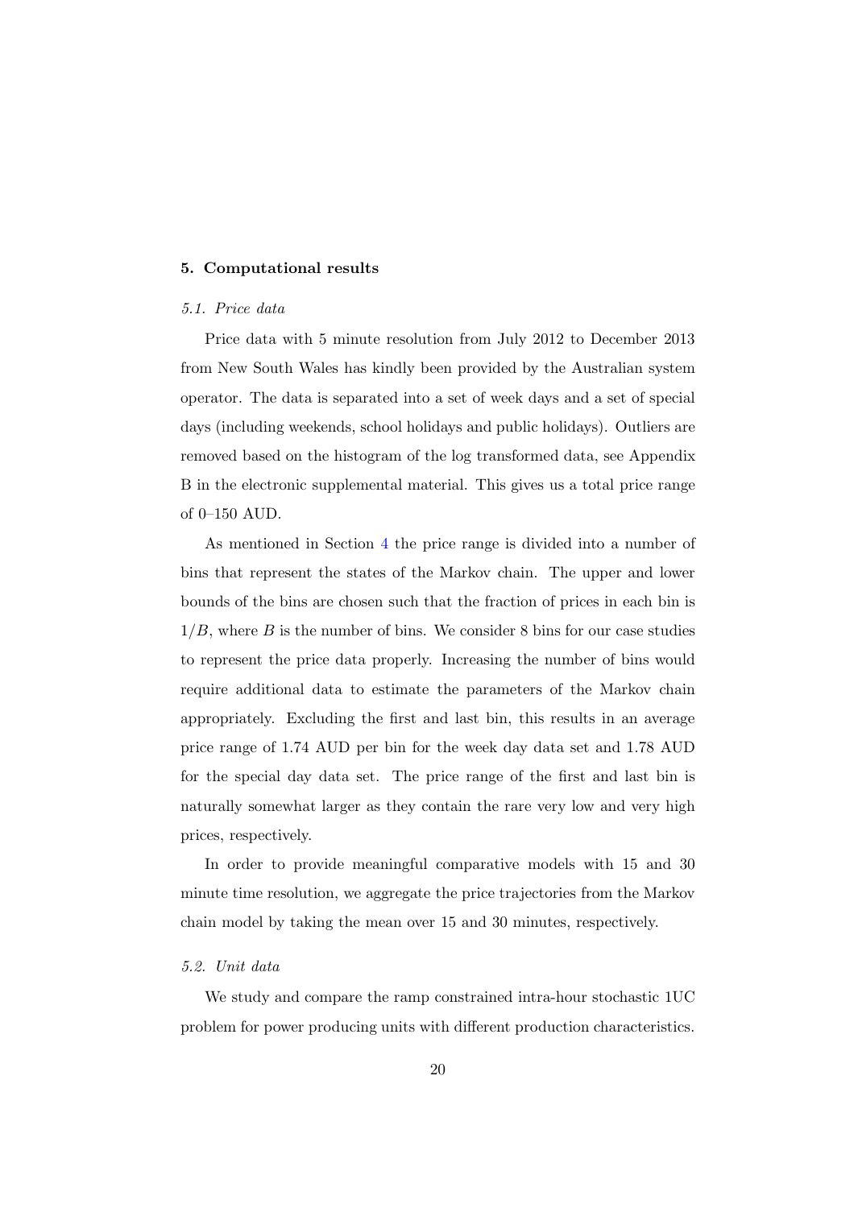## 5. Computational results

### *5.1. Price data*

Price data with 5 minute resolution from July 2012 to December 2013 from New South Wales has kindly been provided by the Australian system operator. The data is separated into a set of week days and a set of special days (including weekends, school holidays and public holidays). Outliers are removed based on the histogram of the log transformed data, see Appendix B in the electronic supplemental material. This gives us a total price range of 0–150 AUD.

As mentioned in Section 4 the price range is divided into a number of bins that represent the states of the Markov chain. The upper and lower bounds of the bins are chosen such that the fraction of prices in each bin is $1/B$, where $B$ is the number of bins. We consider 8 bins for our case studies to represent the price data properly. Increasing the number of bins would require additional data to estimate the parameters of the Markov chain appropriately. Excluding the first and last bin, this results in an average price range of 1.74 AUD per bin for the week day data set and 1.78 AUD for the special day data set. The price range of the first and last bin is naturally somewhat larger as they contain the rare very low and very high prices, respectively.

In order to provide meaningful comparative models with 15 and 30 minute time resolution, we aggregate the price trajectories from the Markov chain model by taking the mean over 15 and 30 minutes, respectively.

### *5.2. Unit data*

We study and compare the ramp constrained intra-hour stochastic 1UC problem for power producing units with different production characteristics.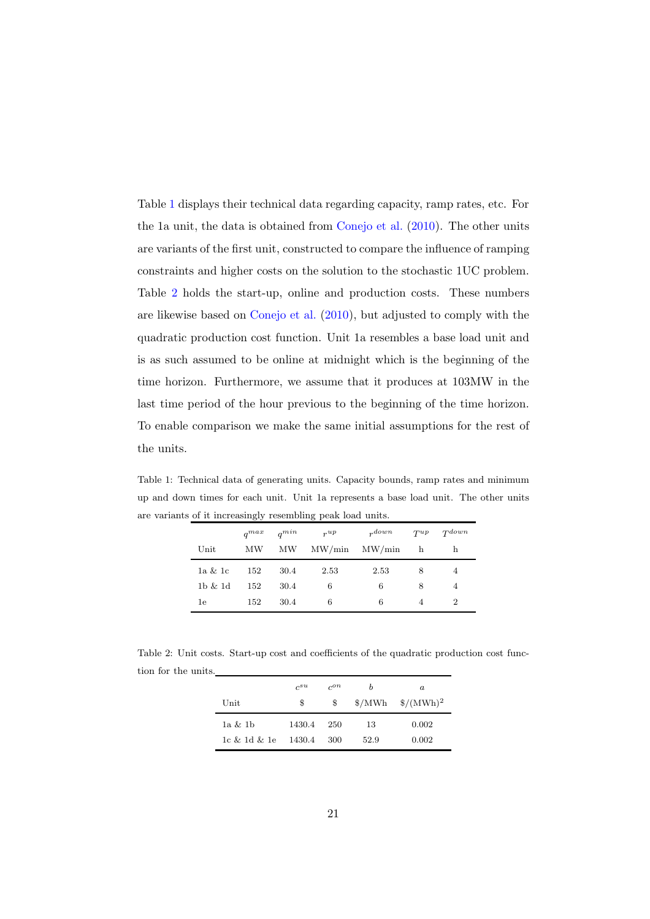Table 1 displays their technical data regarding capacity, ramp rates, etc. For the 1a unit, the data is obtained from Conejo et al. (2010). The other units are variants of the first unit, constructed to compare the influence of ramping constraints and higher costs on the solution to the stochastic 1UC problem. Table 2 holds the start-up, online and production costs. These numbers are likewise based on Conejo et al. (2010), but adjusted to comply with the quadratic production cost function. Unit 1a resembles a base load unit and is as such assumed to be online at midnight which is the beginning of the time horizon. Furthermore, we assume that it produces at 103MW in the last time period of the hour previous to the beginning of the time horizon. To enable comparison we make the same initial assumptions for the rest of the units.

Table 1: Technical data of generating units. Capacity bounds, ramp rates and minimum up and down times for each unit. Unit 1a represents a base load unit. The other units are variants of it increasingly resembling peak load units.

| Unit | $q^{max}$ MW | $q^{min}$ MW | $r^{up}$ MW/min | $r^{down}$ MW/min | $T^{up}$ h | $T^{down}$ h |
|---|---|---|---|---|---|---|
| 1a & 1c | 152 | 30.4 | 2.53 | 2.53 | 8 | 4 |
| 1b & 1d | 152 | 30.4 | 6 | 6 | 8 | 4 |
| 1e | 152 | 30.4 | 6 | 6 | 4 | 2 |

Table 2: Unit costs. Start-up cost and coefficients of the quadratic production cost function for the units.

| Unit | $c^{su}$ \$ | $c^{on}$ \$ | $b$ \$/MWh | $a$ \$/(MWh)$^2$ |
|---|---|---|---|---|
| 1a & 1b | 1430.4 | 250 | 13 | 0.002 |
| 1c & 1d & 1e | 1430.4 | 300 | 52.9 | 0.002 |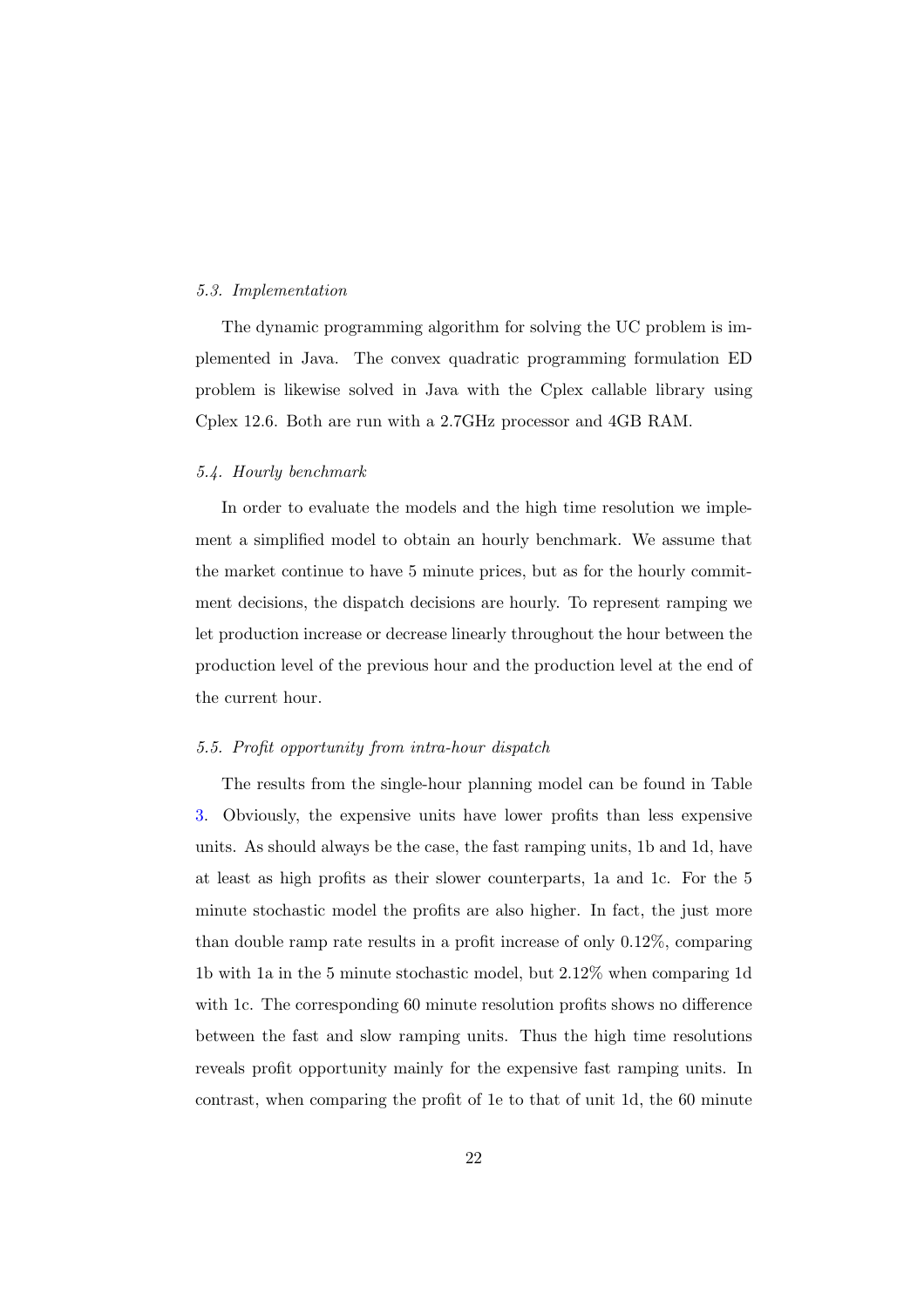### *5.3. Implementation*

The dynamic programming algorithm for solving the UC problem is implemented in Java. The convex quadratic programming formulation ED problem is likewise solved in Java with the Cplex callable library using Cplex 12.6. Both are run with a 2.7GHz processor and 4GB RAM.

### *5.4. Hourly benchmark*

In order to evaluate the models and the high time resolution we implement a simplified model to obtain an hourly benchmark. We assume that the market continue to have 5 minute prices, but as for the hourly commitment decisions, the dispatch decisions are hourly. To represent ramping we let production increase or decrease linearly throughout the hour between the production level of the previous hour and the production level at the end of the current hour.

### *5.5. Profit opportunity from intra-hour dispatch*

The results from the single-hour planning model can be found in Table 3. Obviously, the expensive units have lower profits than less expensive units. As should always be the case, the fast ramping units, 1b and 1d, have at least as high profits as their slower counterparts, 1a and 1c. For the 5 minute stochastic model the profits are also higher. In fact, the just more than double ramp rate results in a profit increase of only 0.12%, comparing 1b with 1a in the 5 minute stochastic model, but 2.12% when comparing 1d with 1c. The corresponding 60 minute resolution profits shows no difference between the fast and slow ramping units. Thus the high time resolutions reveals profit opportunity mainly for the expensive fast ramping units. In contrast, when comparing the profit of 1e to that of unit 1d, the 60 minute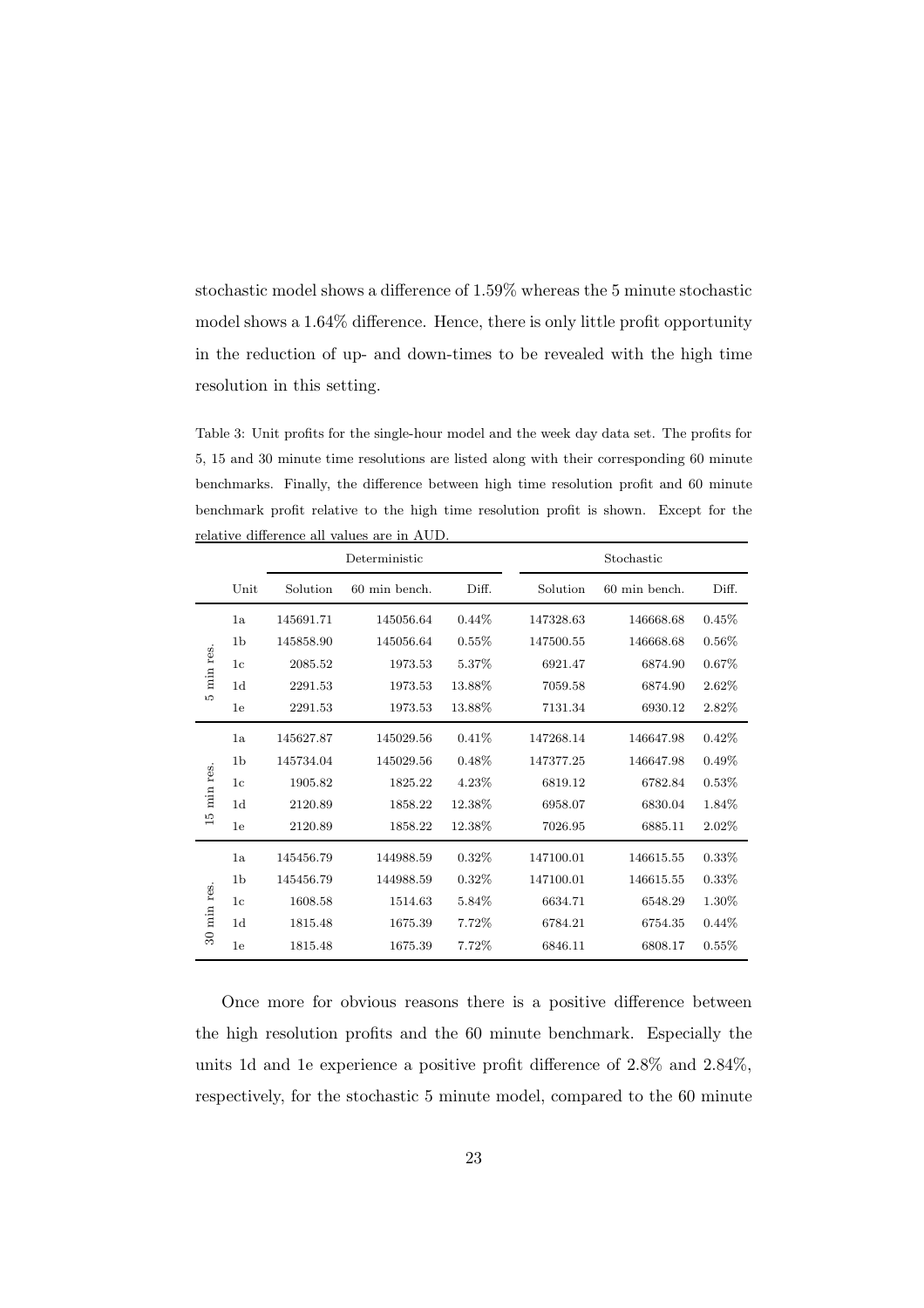stochastic model shows a difference of 1.59% whereas the 5 minute stochastic model shows a 1.64% difference. Hence, there is only little profit opportunity in the reduction of up- and down-times to be revealed with the high time resolution in this setting.

Table 3: Unit profits for the single-hour model and the week day data set. The profits for 5, 15 and 30 minute time resolutions are listed along with their corresponding 60 minute benchmarks. Finally, the difference between high time resolution profit and 60 minute benchmark profit relative to the high time resolution profit is shown. Except for the relative difference all values are in AUD.

| | | Deterministic | | | Stochastic | | |
|---|---|---|---|---|---|---|---|
| | Unit | Solution | 60 min bench. | Diff. | Solution | 60 min bench. | Diff. |
| 5 min res. | 1a | 145691.71 | 145056.64 | 0.44% | 147328.63 | 146668.68 | 0.45% |
| | 1b | 145858.90 | 145056.64 | 0.55% | 147500.55 | 146668.68 | 0.56% |
| | 1c | 2085.52 | 1973.53 | 5.37% | 6921.47 | 6874.90 | 0.67% |
| | 1d | 2291.53 | 1973.53 | 13.88% | 7059.58 | 6874.90 | 2.62% |
| | 1e | 2291.53 | 1973.53 | 13.88% | 7131.34 | 6930.12 | 2.82% |
| 15 min res. | 1a | 145627.87 | 145029.56 | 0.41% | 147268.14 | 146647.98 | 0.42% |
| | 1b | 145734.04 | 145029.56 | 0.48% | 147377.25 | 146647.98 | 0.49% |
| | 1c | 1905.82 | 1825.22 | 4.23% | 6819.12 | 6782.84 | 0.53% |
| | 1d | 2120.89 | 1858.22 | 12.38% | 6958.07 | 6830.04 | 1.84% |
| | 1e | 2120.89 | 1858.22 | 12.38% | 7026.95 | 6885.11 | 2.02% |
| 30 min res. | 1a | 145456.79 | 144988.59 | 0.32% | 147100.01 | 146615.55 | 0.33% |
| | 1b | 145456.79 | 144988.59 | 0.32% | 147100.01 | 146615.55 | 0.33% |
| | 1c | 1608.58 | 1514.63 | 5.84% | 6634.71 | 6548.29 | 1.30% |
| | 1d | 1815.48 | 1675.39 | 7.72% | 6784.21 | 6754.35 | 0.44% |
| | 1e | 1815.48 | 1675.39 | 7.72% | 6846.11 | 6808.17 | 0.55% |

Once more for obvious reasons there is a positive difference between the high resolution profits and the 60 minute benchmark. Especially the units 1d and 1e experience a positive profit difference of 2.8% and 2.84%, respectively, for the stochastic 5 minute model, compared to the 60 minute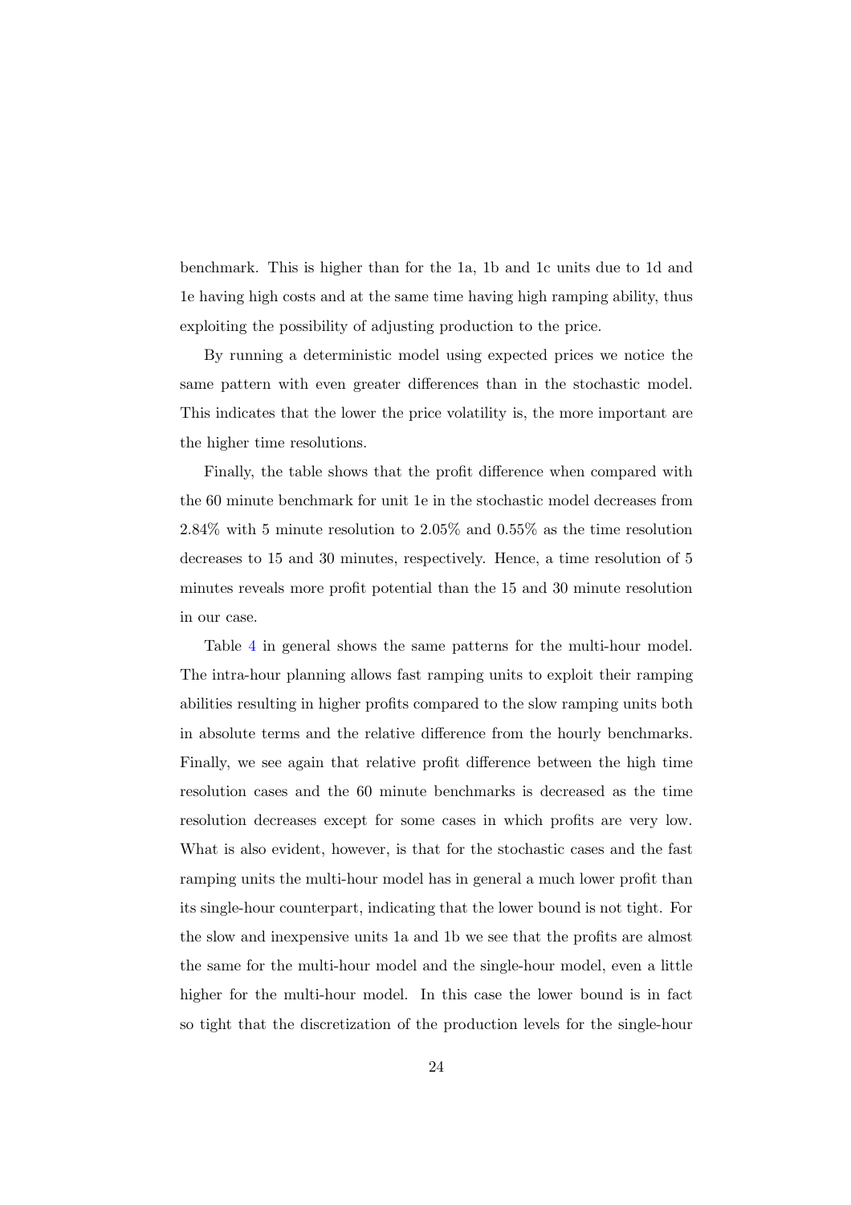benchmark. This is higher than for the 1a, 1b and 1c units due to 1d and 1e having high costs and at the same time having high ramping ability, thus exploiting the possibility of adjusting production to the price.

By running a deterministic model using expected prices we notice the same pattern with even greater differences than in the stochastic model. This indicates that the lower the price volatility is, the more important are the higher time resolutions.

Finally, the table shows that the profit difference when compared with the 60 minute benchmark for unit 1e in the stochastic model decreases from 2.84% with 5 minute resolution to 2.05% and 0.55% as the time resolution decreases to 15 and 30 minutes, respectively. Hence, a time resolution of 5 minutes reveals more profit potential than the 15 and 30 minute resolution in our case.

Table 4 in general shows the same patterns for the multi-hour model. The intra-hour planning allows fast ramping units to exploit their ramping abilities resulting in higher profits compared to the slow ramping units both in absolute terms and the relative difference from the hourly benchmarks. Finally, we see again that relative profit difference between the high time resolution cases and the 60 minute benchmarks is decreased as the time resolution decreases except for some cases in which profits are very low. What is also evident, however, is that for the stochastic cases and the fast ramping units the multi-hour model has in general a much lower profit than its single-hour counterpart, indicating that the lower bound is not tight. For the slow and inexpensive units 1a and 1b we see that the profits are almost the same for the multi-hour model and the single-hour model, even a little higher for the multi-hour model. In this case the lower bound is in fact so tight that the discretization of the production levels for the single-hour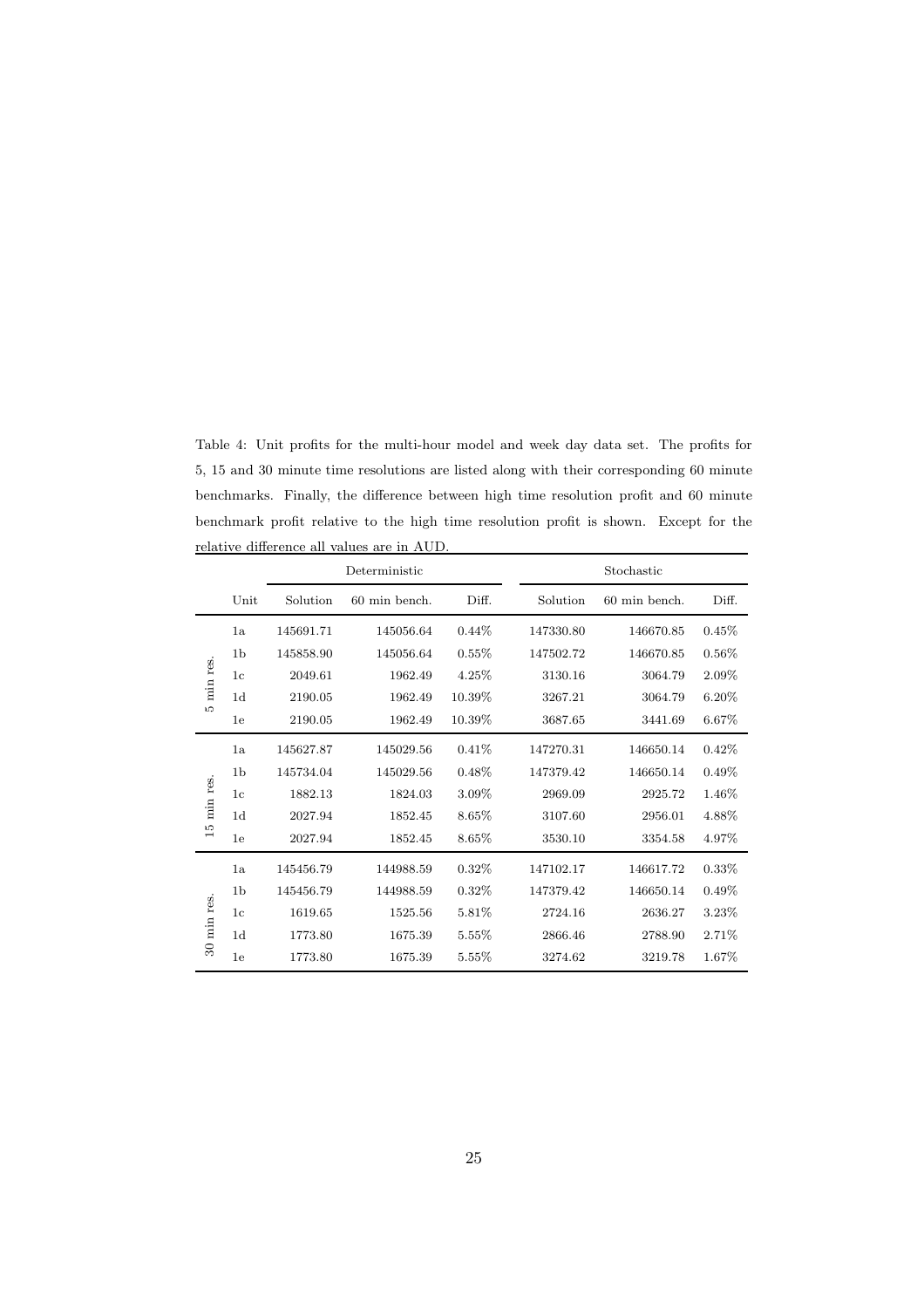Table 4: Unit profits for the multi-hour model and week day data set. The profits for 5, 15 and 30 minute time resolutions are listed along with their corresponding 60 minute benchmarks. Finally, the difference between high time resolution profit and 60 minute benchmark profit relative to the high time resolution profit is shown. Except for the relative difference all values are in AUD.

| | | Deterministic | | | Stochastic | | |
|---|---|---|---|---|---|---|---|
| | Unit | Solution | 60 min bench. | Diff. | Solution | 60 min bench. | Diff. |
| 5 min res. | 1a | 145691.71 | 145056.64 | 0.44% | 147330.80 | 146670.85 | 0.45% |
| | 1b | 145858.90 | 145056.64 | 0.55% | 147502.72 | 146670.85 | 0.56% |
| | 1c | 2049.61 | 1962.49 | 4.25% | 3130.16 | 3064.79 | 2.09% |
| | 1d | 2190.05 | 1962.49 | 10.39% | 3267.21 | 3064.79 | 6.20% |
| | 1e | 2190.05 | 1962.49 | 10.39% | 3687.65 | 3441.69 | 6.67% |
| 15 min res. | 1a | 145627.87 | 145029.56 | 0.41% | 147270.31 | 146650.14 | 0.42% |
| | 1b | 145734.04 | 145029.56 | 0.48% | 147379.42 | 146650.14 | 0.49% |
| | 1c | 1882.13 | 1824.03 | 3.09% | 2969.09 | 2925.72 | 1.46% |
| | 1d | 2027.94 | 1852.45 | 8.65% | 3107.60 | 2956.01 | 4.88% |
| | 1e | 2027.94 | 1852.45 | 8.65% | 3530.10 | 3354.58 | 4.97% |
| 30 min res. | 1a | 145456.79 | 144988.59 | 0.32% | 147102.17 | 146617.72 | 0.33% |
| | 1b | 145456.79 | 144988.59 | 0.32% | 147379.42 | 146650.14 | 0.49% |
| | 1c | 1619.65 | 1525.56 | 5.81% | 2724.16 | 2636.27 | 3.23% |
| | 1d | 1773.80 | 1675.39 | 5.55% | 2866.46 | 2788.90 | 2.71% |
| | 1e | 1773.80 | 1675.39 | 5.55% | 3274.62 | 3219.78 | 1.67% |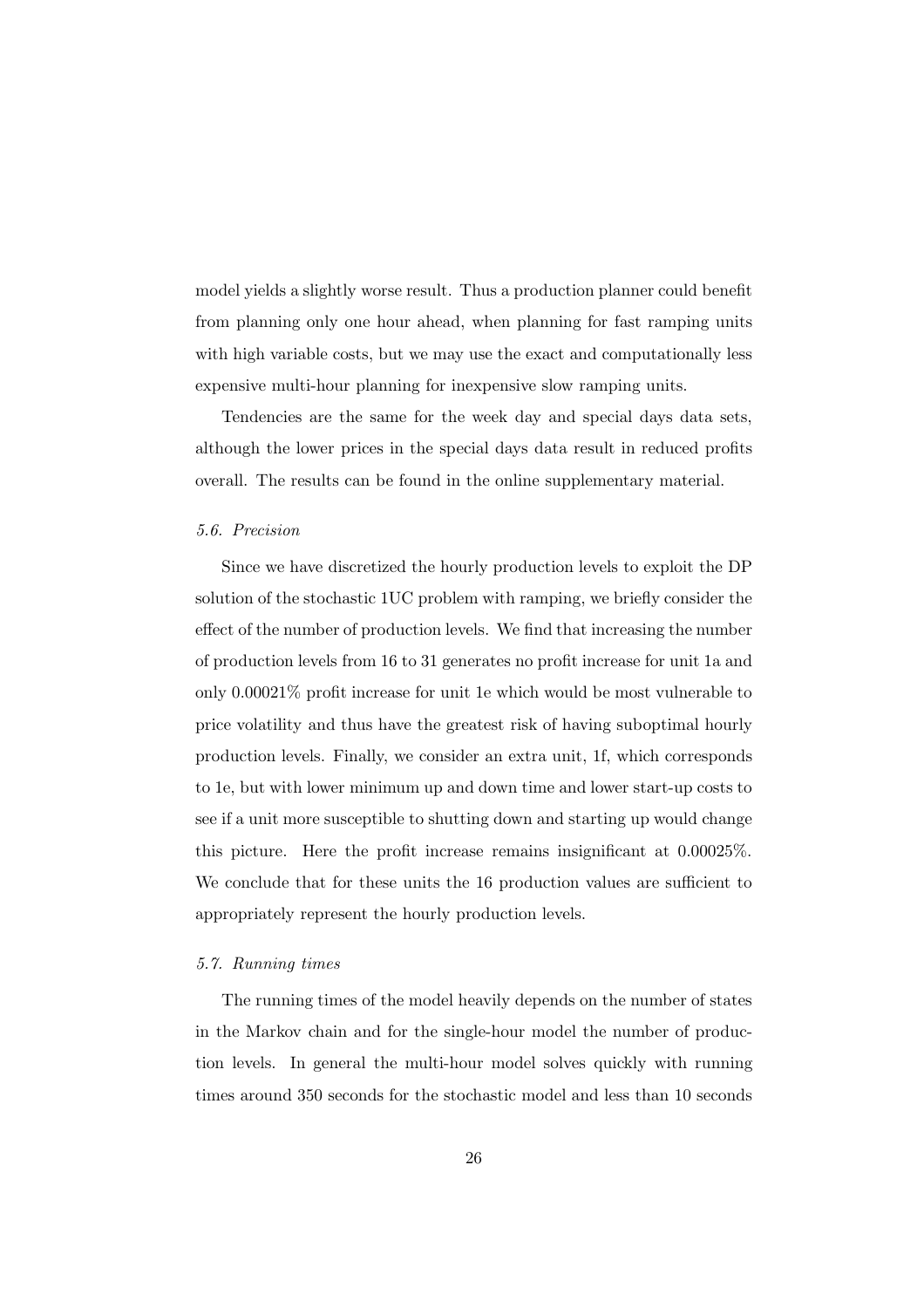model yields a slightly worse result. Thus a production planner could benefit from planning only one hour ahead, when planning for fast ramping units with high variable costs, but we may use the exact and computationally less expensive multi-hour planning for inexpensive slow ramping units.

Tendencies are the same for the week day and special days data sets, although the lower prices in the special days data result in reduced profits overall. The results can be found in the online supplementary material.

### *5.6. Precision*

Since we have discretized the hourly production levels to exploit the DP solution of the stochastic 1UC problem with ramping, we briefly consider the effect of the number of production levels. We find that increasing the number of production levels from 16 to 31 generates no profit increase for unit 1a and only 0.00021% profit increase for unit 1e which would be most vulnerable to price volatility and thus have the greatest risk of having suboptimal hourly production levels. Finally, we consider an extra unit, 1f, which corresponds to 1e, but with lower minimum up and down time and lower start-up costs to see if a unit more susceptible to shutting down and starting up would change this picture. Here the profit increase remains insignificant at 0.00025%. We conclude that for these units the 16 production values are sufficient to appropriately represent the hourly production levels.

### *5.7. Running times*

The running times of the model heavily depends on the number of states in the Markov chain and for the single-hour model the number of production levels. In general the multi-hour model solves quickly with running times around 350 seconds for the stochastic model and less than 10 seconds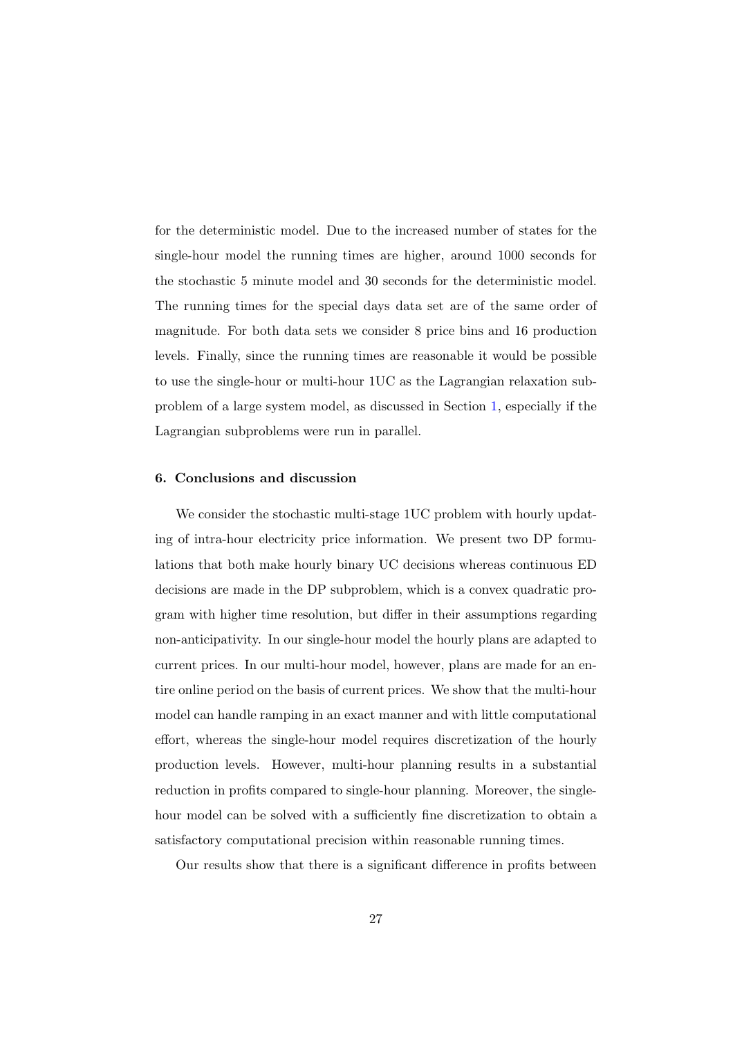for the deterministic model. Due to the increased number of states for the single-hour model the running times are higher, around 1000 seconds for the stochastic 5 minute model and 30 seconds for the deterministic model. The running times for the special days data set are of the same order of magnitude. For both data sets we consider 8 price bins and 16 production levels. Finally, since the running times are reasonable it would be possible to use the single-hour or multi-hour 1UC as the Lagrangian relaxation subproblem of a large system model, as discussed in Section 1, especially if the Lagrangian subproblems were run in parallel.

### 6. Conclusions and discussion

We consider the stochastic multi-stage 1UC problem with hourly updating of intra-hour electricity price information. We present two DP formulations that both make hourly binary UC decisions whereas continuous ED decisions are made in the DP subproblem, which is a convex quadratic program with higher time resolution, but differ in their assumptions regarding non-anticipativity. In our single-hour model the hourly plans are adapted to current prices. In our multi-hour model, however, plans are made for an entire online period on the basis of current prices. We show that the multi-hour model can handle ramping in an exact manner and with little computational effort, whereas the single-hour model requires discretization of the hourly production levels. However, multi-hour planning results in a substantial reduction in profits compared to single-hour planning. Moreover, the single-hour model can be solved with a sufficiently fine discretization to obtain a satisfactory computational precision within reasonable running times.

Our results show that there is a significant difference in profits between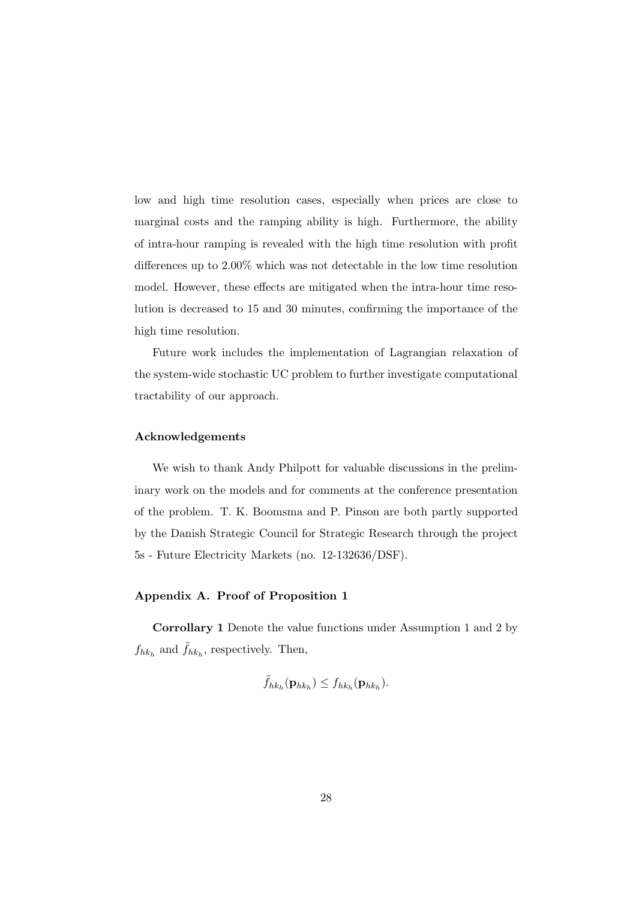low and high time resolution cases, especially when prices are close to marginal costs and the ramping ability is high. Furthermore, the ability of intra-hour ramping is revealed with the high time resolution with profit differences up to 2.00% which was not detectable in the low time resolution model. However, these effects are mitigated when the intra-hour time resolution is decreased to 15 and 30 minutes, confirming the importance of the high time resolution.

Future work includes the implementation of Lagrangian relaxation of the system-wide stochastic UC problem to further investigate computational tractability of our approach.

### Acknowledgements

We wish to thank Andy Philpott for valuable discussions in the preliminary work on the models and for comments at the conference presentation of the problem. T. K. Boomsma and P. Pinson are both partly supported by the Danish Strategic Council for Strategic Research through the project 5s - Future Electricity Markets (no. 12-132636/DSF).

### Appendix A. Proof of Proposition 1

**Corrollary 1** Denote the value functions under Assumption 1 and 2 by $f_{hk_h}$ and $\tilde{f}_{hk_h}$, respectively. Then,

$$\tilde{f}_{hk_h}(\mathbf{p}_{hk_h}) \leq f_{hk_h}(\mathbf{p}_{hk_h}).$$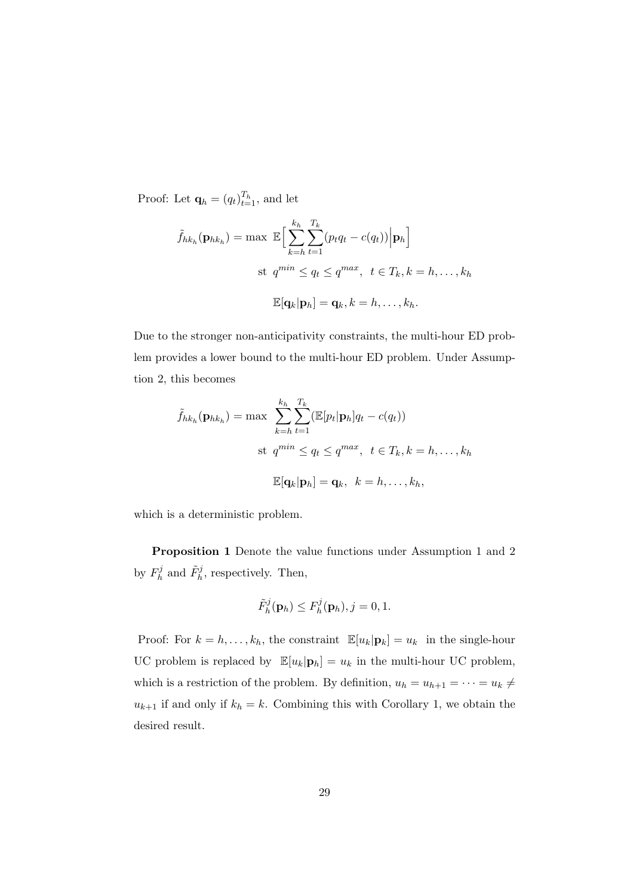Proof: Let $\mathbf{q}_h = (q_t)_{t=1}^{T_h}$, and let

$$\tilde{f}_{hk_h}(\mathbf{p}_{hk_h}) = \max \ \mathbb{E}\Big[\sum_{k=h}^{k_h}\sum_{t=1}^{T_k}(p_t q_t - c(q_t))\Big|\mathbf{p}_h\Big]$$

$$\text{st } q^{min} \leq q_t \leq q^{max}, \ \ t \in T_k, k = h, \ldots, k_h$$

$$\mathbb{E}[\mathbf{q}_k|\mathbf{p}_h] = \mathbf{q}_k, k = h, \ldots, k_h.$$

Due to the stronger non-anticipativity constraints, the multi-hour ED problem provides a lower bound to the multi-hour ED problem. Under Assumption 2, this becomes

$$\tilde{f}_{hk_h}(\mathbf{p}_{hk_h}) = \max \ \sum_{k=h}^{k_h}\sum_{t=1}^{T_k}(\mathbb{E}[p_t|\mathbf{p}_h]q_t - c(q_t))$$

$$\text{st } q^{min} \leq q_t \leq q^{max}, \ \ t \in T_k, k = h, \ldots, k_h$$

$$\mathbb{E}[\mathbf{q}_k|\mathbf{p}_h] = \mathbf{q}_k, \ \ k = h, \ldots, k_h,$$

which is a deterministic problem.

**Proposition 1** Denote the value functions under Assumption 1 and 2 by $F_h^j$ and $\tilde{F}_h^j$, respectively. Then,

$$\tilde{F}_h^j(\mathbf{p}_h) \leq F_h^j(\mathbf{p}_h), j = 0, 1.$$

Proof: For $k = h, \ldots, k_h$, the constraint $\mathbb{E}[u_k|\mathbf{p}_k] = u_k$ in the single-hour UC problem is replaced by $\mathbb{E}[u_k|\mathbf{p}_h] = u_k$ in the multi-hour UC problem, which is a restriction of the problem. By definition, $u_h = u_{h+1} = \cdots = u_k \neq u_{k+1}$ if and only if $k_h = k$. Combining this with Corollary 1, we obtain the desired result.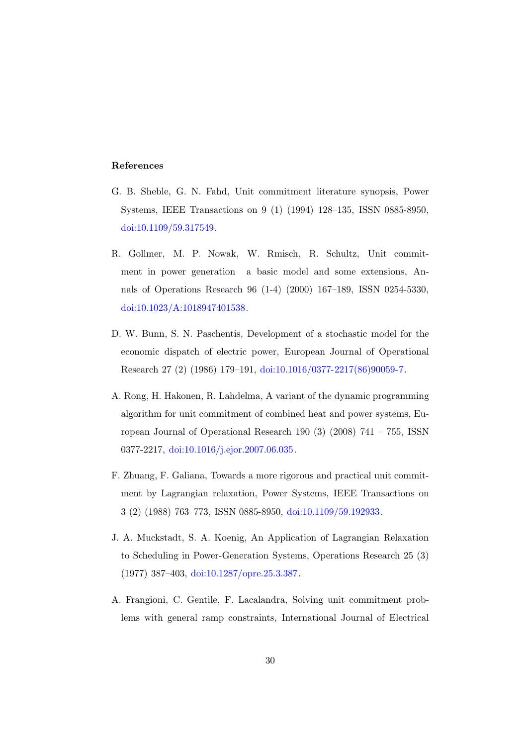## References

G. B. Sheble, G. N. Fahd, Unit commitment literature synopsis, Power Systems, IEEE Transactions on 9 (1) (1994) 128–135, ISSN 0885-8950, doi:10.1109/59.317549.

R. Gollmer, M. P. Nowak, W. Rmisch, R. Schultz, Unit commitment in power generation  a basic model and some extensions, Annals of Operations Research 96 (1-4) (2000) 167–189, ISSN 0254-5330, doi:10.1023/A:1018947401538.

D. W. Bunn, S. N. Paschentis, Development of a stochastic model for the economic dispatch of electric power, European Journal of Operational Research 27 (2) (1986) 179–191, doi:10.1016/0377-2217(86)90059-7.

A. Rong, H. Hakonen, R. Lahdelma, A variant of the dynamic programming algorithm for unit commitment of combined heat and power systems, European Journal of Operational Research 190 (3) (2008) 741 – 755, ISSN 0377-2217, doi:10.1016/j.ejor.2007.06.035.

F. Zhuang, F. Galiana, Towards a more rigorous and practical unit commitment by Lagrangian relaxation, Power Systems, IEEE Transactions on 3 (2) (1988) 763–773, ISSN 0885-8950, doi:10.1109/59.192933.

J. A. Muckstadt, S. A. Koenig, An Application of Lagrangian Relaxation to Scheduling in Power-Generation Systems, Operations Research 25 (3) (1977) 387–403, doi:10.1287/opre.25.3.387.

A. Frangioni, C. Gentile, F. Lacalandra, Solving unit commitment problems with general ramp constraints, International Journal of Electrical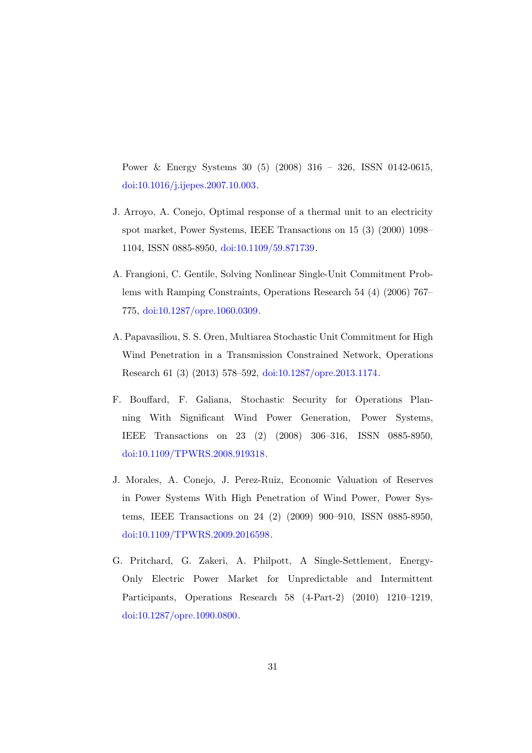Power & Energy Systems 30 (5) (2008) 316 – 326, ISSN 0142-0615, doi:10.1016/j.ijepes.2007.10.003.

J. Arroyo, A. Conejo, Optimal response of a thermal unit to an electricity spot market, Power Systems, IEEE Transactions on 15 (3) (2000) 1098–1104, ISSN 0885-8950, doi:10.1109/59.871739.

A. Frangioni, C. Gentile, Solving Nonlinear Single-Unit Commitment Problems with Ramping Constraints, Operations Research 54 (4) (2006) 767–775, doi:10.1287/opre.1060.0309.

A. Papavasiliou, S. S. Oren, Multiarea Stochastic Unit Commitment for High Wind Penetration in a Transmission Constrained Network, Operations Research 61 (3) (2013) 578–592, doi:10.1287/opre.2013.1174.

F. Bouffard, F. Galiana, Stochastic Security for Operations Planning With Significant Wind Power Generation, Power Systems, IEEE Transactions on 23 (2) (2008) 306–316, ISSN 0885-8950, doi:10.1109/TPWRS.2008.919318.

J. Morales, A. Conejo, J. Perez-Ruiz, Economic Valuation of Reserves in Power Systems With High Penetration of Wind Power, Power Systems, IEEE Transactions on 24 (2) (2009) 900–910, ISSN 0885-8950, doi:10.1109/TPWRS.2009.2016598.

G. Pritchard, G. Zakeri, A. Philpott, A Single-Settlement, Energy-Only Electric Power Market for Unpredictable and Intermittent Participants, Operations Research 58 (4-Part-2) (2010) 1210–1219, doi:10.1287/opre.1090.0800.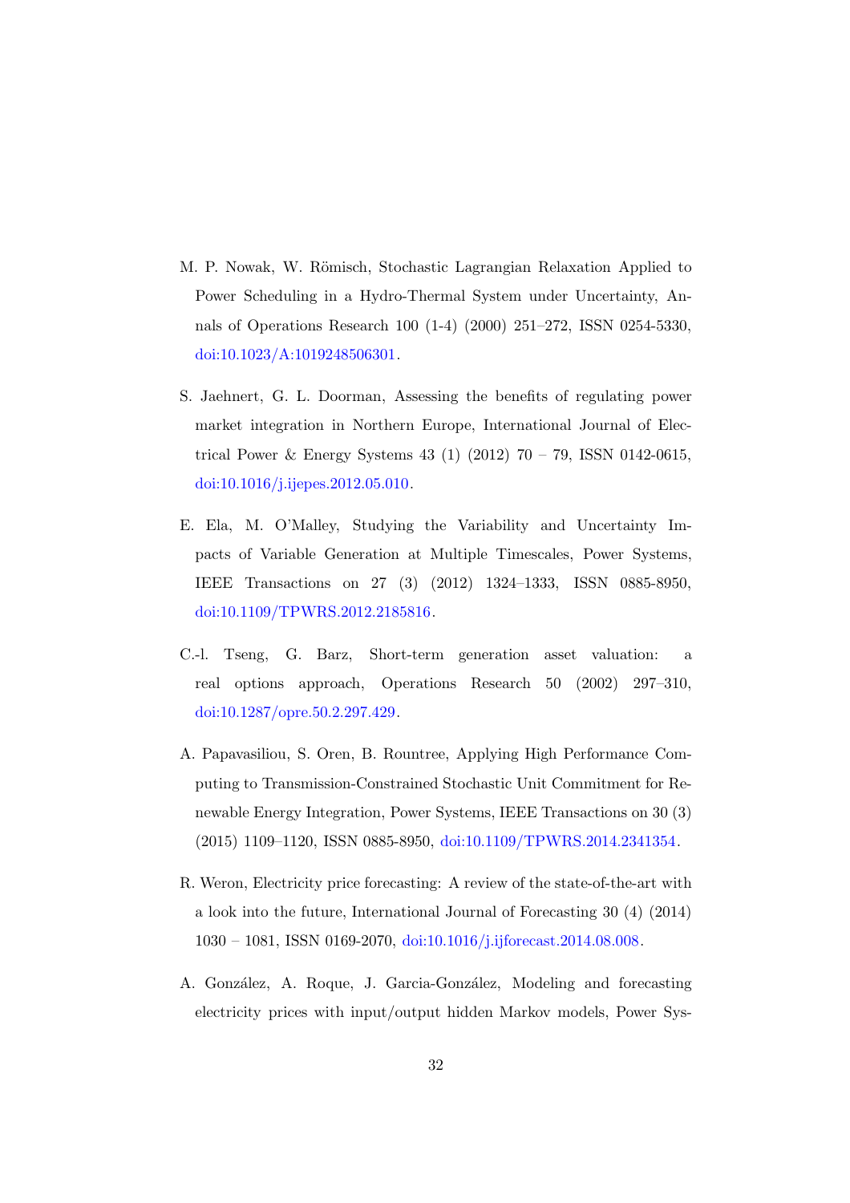M. P. Nowak, W. Römisch, Stochastic Lagrangian Relaxation Applied to Power Scheduling in a Hydro-Thermal System under Uncertainty, Annals of Operations Research 100 (1-4) (2000) 251–272, ISSN 0254-5330, doi:10.1023/A:1019248506301.

S. Jaehnert, G. L. Doorman, Assessing the benefits of regulating power market integration in Northern Europe, International Journal of Electrical Power & Energy Systems 43 (1) (2012) 70 – 79, ISSN 0142-0615, doi:10.1016/j.ijepes.2012.05.010.

E. Ela, M. O'Malley, Studying the Variability and Uncertainty Impacts of Variable Generation at Multiple Timescales, Power Systems, IEEE Transactions on 27 (3) (2012) 1324–1333, ISSN 0885-8950, doi:10.1109/TPWRS.2012.2185816.

C.-l. Tseng, G. Barz, Short-term generation asset valuation: a real options approach, Operations Research 50 (2002) 297–310, doi:10.1287/opre.50.2.297.429.

A. Papavasiliou, S. Oren, B. Rountree, Applying High Performance Computing to Transmission-Constrained Stochastic Unit Commitment for Renewable Energy Integration, Power Systems, IEEE Transactions on 30 (3) (2015) 1109–1120, ISSN 0885-8950, doi:10.1109/TPWRS.2014.2341354.

R. Weron, Electricity price forecasting: A review of the state-of-the-art with a look into the future, International Journal of Forecasting 30 (4) (2014) 1030 – 1081, ISSN 0169-2070, doi:10.1016/j.ijforecast.2014.08.008.

A. González, A. Roque, J. Garcia-González, Modeling and forecasting electricity prices with input/output hidden Markov models, Power Sys-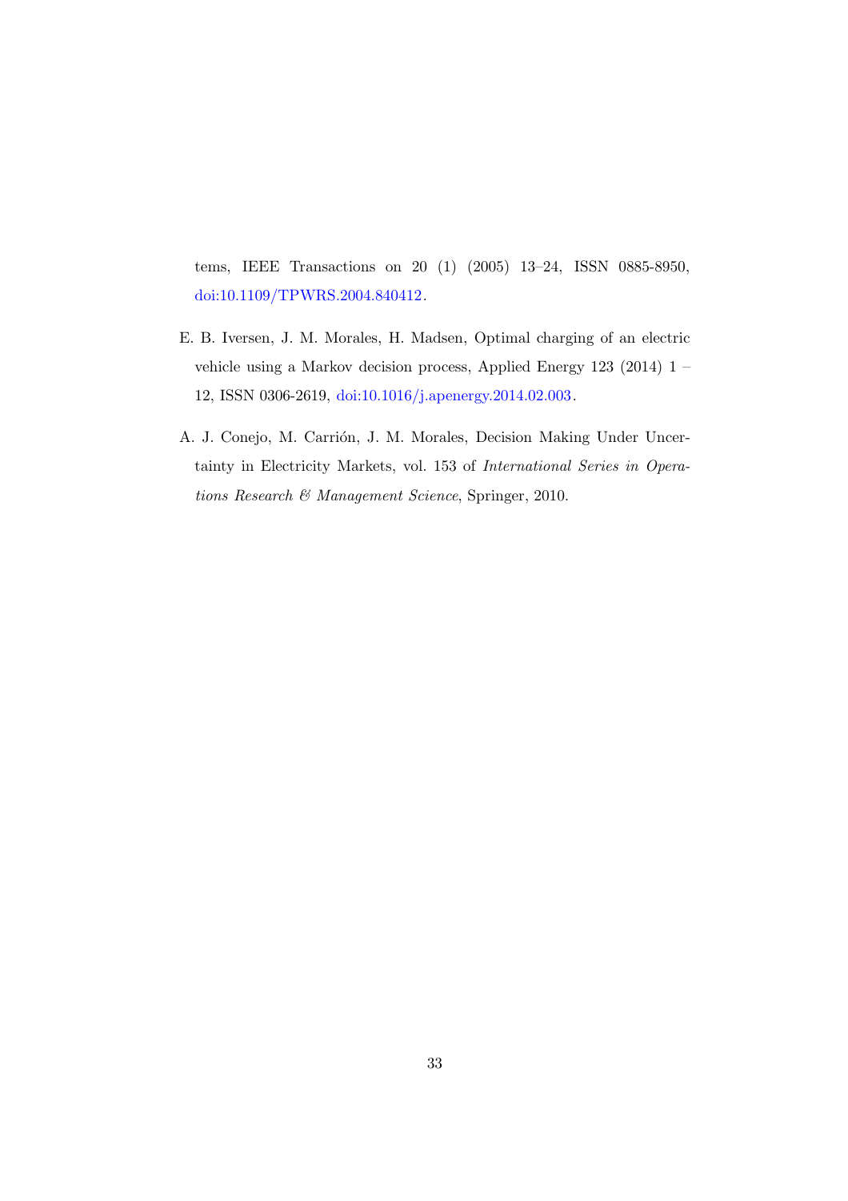tems, IEEE Transactions on 20 (1) (2005) 13–24, ISSN 0885-8950, doi:10.1109/TPWRS.2004.840412.

E. B. Iversen, J. M. Morales, H. Madsen, Optimal charging of an electric vehicle using a Markov decision process, Applied Energy 123 (2014) 1 – 12, ISSN 0306-2619, doi:10.1016/j.apenergy.2014.02.003.

A. J. Conejo, M. Carrión, J. M. Morales, Decision Making Under Uncertainty in Electricity Markets, vol. 153 of *International Series in Operations Research & Management Science*, Springer, 2010.